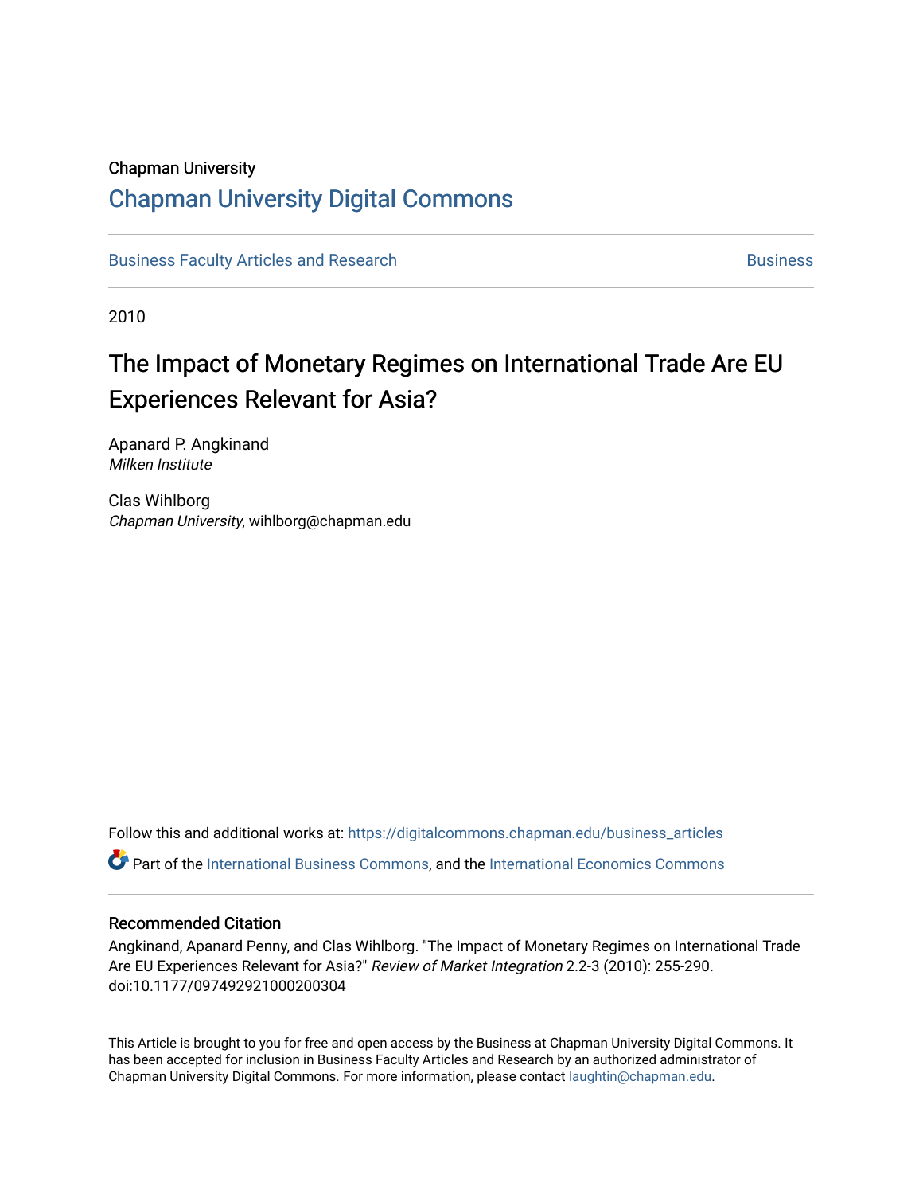Chapman University

## Chapman University Digital Commons

Business Faculty Articles and Research | Business

2010

# The Impact of Monetary Regimes on International Trade Are EU Experiences Relevant for Asia?

Apanard P. Angkinand
*Milken Institute*

Clas Wihlborg
*Chapman University*, wihlborg@chapman.edu

Follow this and additional works at: https://digitalcommons.chapman.edu/business_articles

Part of the International Business Commons, and the International Economics Commons

### Recommended Citation

Angkinand, Apanard Penny, and Clas Wihlborg. "The Impact of Monetary Regimes on International Trade Are EU Experiences Relevant for Asia?" *Review of Market Integration* 2.2-3 (2010): 255-290. doi:10.1177/097492921000200304

This Article is brought to you for free and open access by the Business at Chapman University Digital Commons. It has been accepted for inclusion in Business Faculty Articles and Research by an authorized administrator of Chapman University Digital Commons. For more information, please contact laughtin@chapman.edu.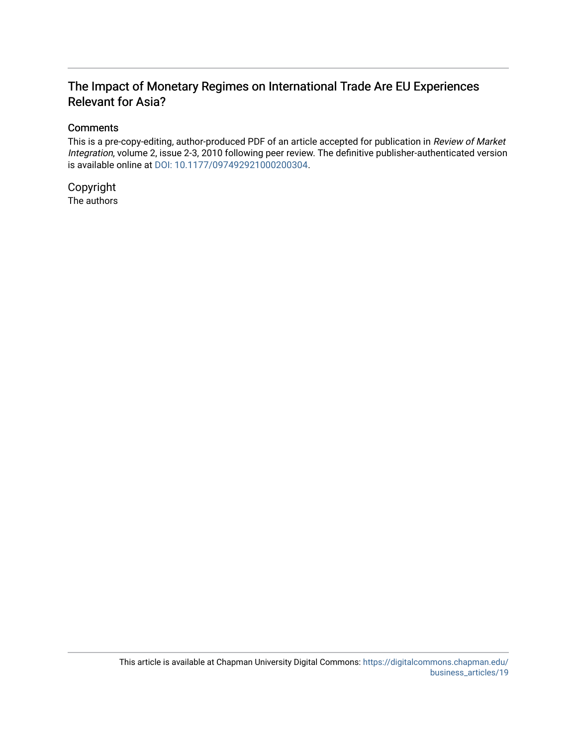# The Impact of Monetary Regimes on International Trade Are EU Experiences Relevant for Asia?

## Comments

This is a pre-copy-editing, author-produced PDF of an article accepted for publication in *Review of Market Integration*, volume 2, issue 2-3, 2010 following peer review. The definitive publisher-authenticated version is available online at DOI: 10.1177/097492921000200304.

## Copyright

The authors

This article is available at Chapman University Digital Commons: https://digitalcommons.chapman.edu/business_articles/19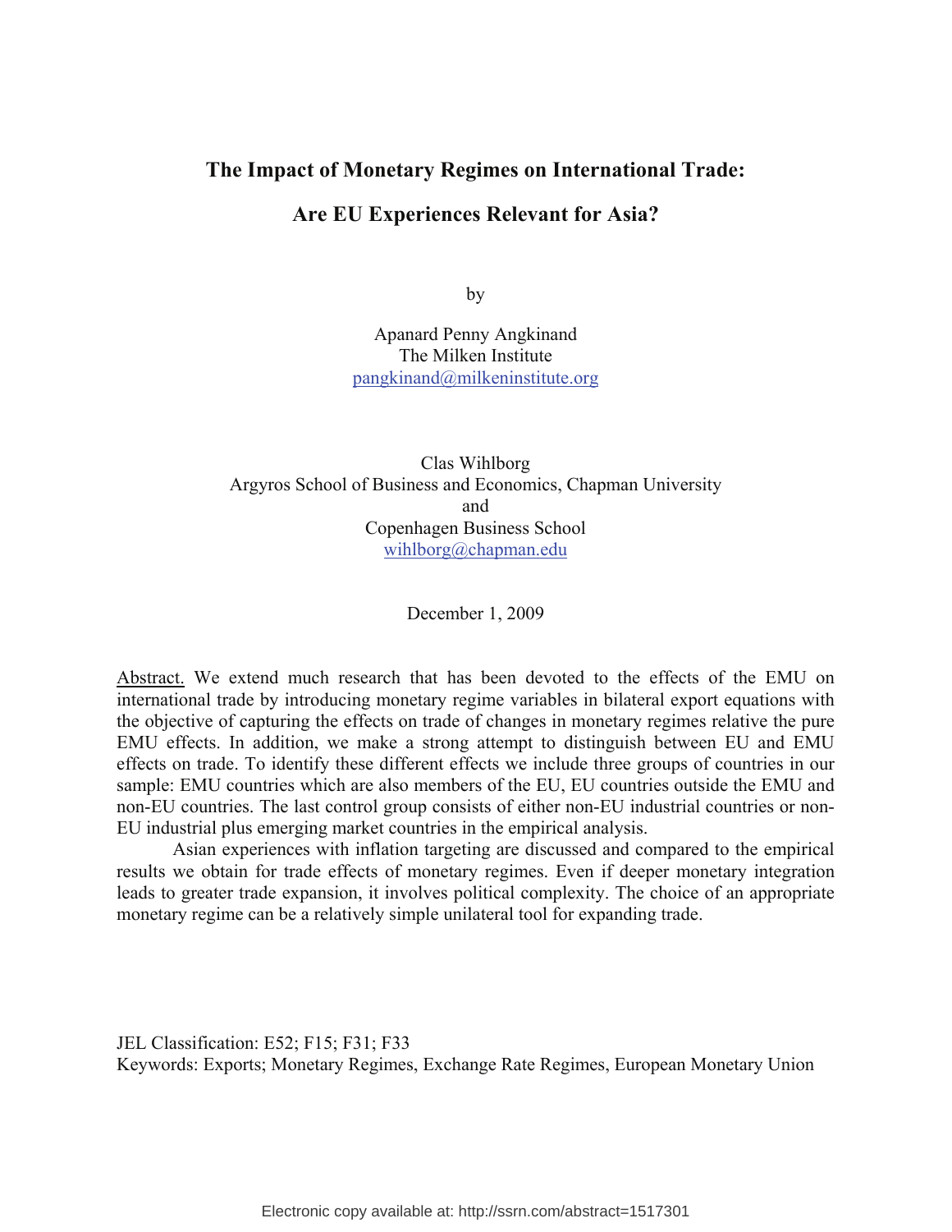# The Impact of Monetary Regimes on International Trade:

## Are EU Experiences Relevant for Asia?

by

Apanard Penny Angkinand
The Milken Institute
pangkinand@milkeninstitute.org

Clas Wihlborg
Argyros School of Business and Economics, Chapman University
and
Copenhagen Business School
wihlborg@chapman.edu

December 1, 2009

Abstract. We extend much research that has been devoted to the effects of the EMU on international trade by introducing monetary regime variables in bilateral export equations with the objective of capturing the effects on trade of changes in monetary regimes relative the pure EMU effects. In addition, we make a strong attempt to distinguish between EU and EMU effects on trade. To identify these different effects we include three groups of countries in our sample: EMU countries which are also members of the EU, EU countries outside the EMU and non-EU countries. The last control group consists of either non-EU industrial countries or non-EU industrial plus emerging market countries in the empirical analysis.

Asian experiences with inflation targeting are discussed and compared to the empirical results we obtain for trade effects of monetary regimes. Even if deeper monetary integration leads to greater trade expansion, it involves political complexity. The choice of an appropriate monetary regime can be a relatively simple unilateral tool for expanding trade.

JEL Classification: E52; F15; F31; F33
Keywords: Exports; Monetary Regimes, Exchange Rate Regimes, European Monetary Union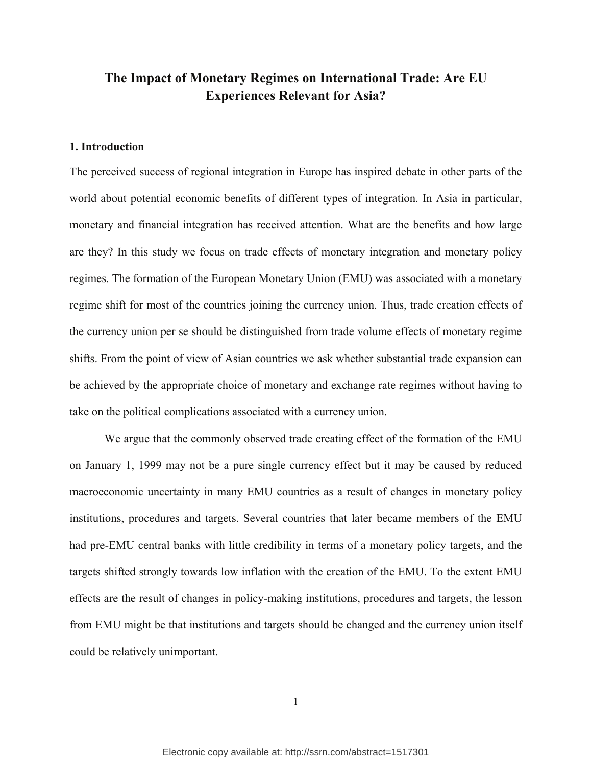# The Impact of Monetary Regimes on International Trade: Are EU Experiences Relevant for Asia?

## 1. Introduction

The perceived success of regional integration in Europe has inspired debate in other parts of the world about potential economic benefits of different types of integration. In Asia in particular, monetary and financial integration has received attention. What are the benefits and how large are they? In this study we focus on trade effects of monetary integration and monetary policy regimes. The formation of the European Monetary Union (EMU) was associated with a monetary regime shift for most of the countries joining the currency union. Thus, trade creation effects of the currency union per se should be distinguished from trade volume effects of monetary regime shifts. From the point of view of Asian countries we ask whether substantial trade expansion can be achieved by the appropriate choice of monetary and exchange rate regimes without having to take on the political complications associated with a currency union.

We argue that the commonly observed trade creating effect of the formation of the EMU on January 1, 1999 may not be a pure single currency effect but it may be caused by reduced macroeconomic uncertainty in many EMU countries as a result of changes in monetary policy institutions, procedures and targets. Several countries that later became members of the EMU had pre-EMU central banks with little credibility in terms of a monetary policy targets, and the targets shifted strongly towards low inflation with the creation of the EMU. To the extent EMU effects are the result of changes in policy-making institutions, procedures and targets, the lesson from EMU might be that institutions and targets should be changed and the currency union itself could be relatively unimportant.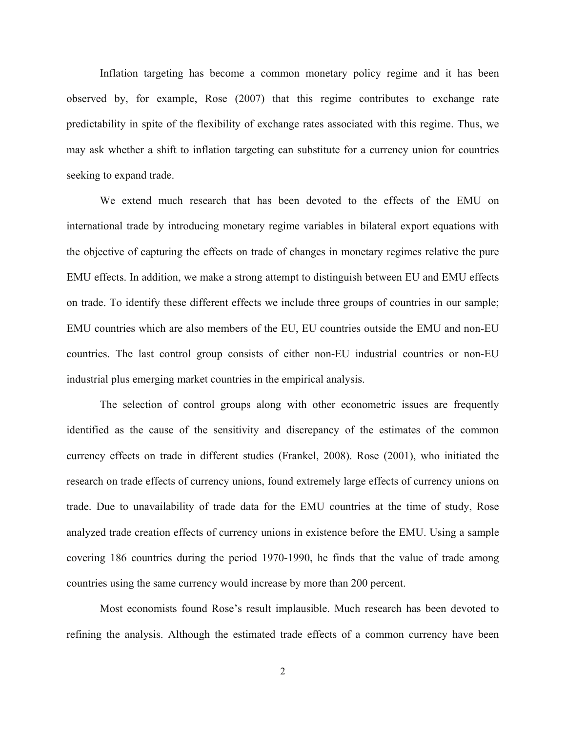Inflation targeting has become a common monetary policy regime and it has been observed by, for example, Rose (2007) that this regime contributes to exchange rate predictability in spite of the flexibility of exchange rates associated with this regime. Thus, we may ask whether a shift to inflation targeting can substitute for a currency union for countries seeking to expand trade.

We extend much research that has been devoted to the effects of the EMU on international trade by introducing monetary regime variables in bilateral export equations with the objective of capturing the effects on trade of changes in monetary regimes relative the pure EMU effects. In addition, we make a strong attempt to distinguish between EU and EMU effects on trade. To identify these different effects we include three groups of countries in our sample; EMU countries which are also members of the EU, EU countries outside the EMU and non-EU countries. The last control group consists of either non-EU industrial countries or non-EU industrial plus emerging market countries in the empirical analysis.

The selection of control groups along with other econometric issues are frequently identified as the cause of the sensitivity and discrepancy of the estimates of the common currency effects on trade in different studies (Frankel, 2008). Rose (2001), who initiated the research on trade effects of currency unions, found extremely large effects of currency unions on trade. Due to unavailability of trade data for the EMU countries at the time of study, Rose analyzed trade creation effects of currency unions in existence before the EMU. Using a sample covering 186 countries during the period 1970-1990, he finds that the value of trade among countries using the same currency would increase by more than 200 percent.

Most economists found Rose's result implausible. Much research has been devoted to refining the analysis. Although the estimated trade effects of a common currency have been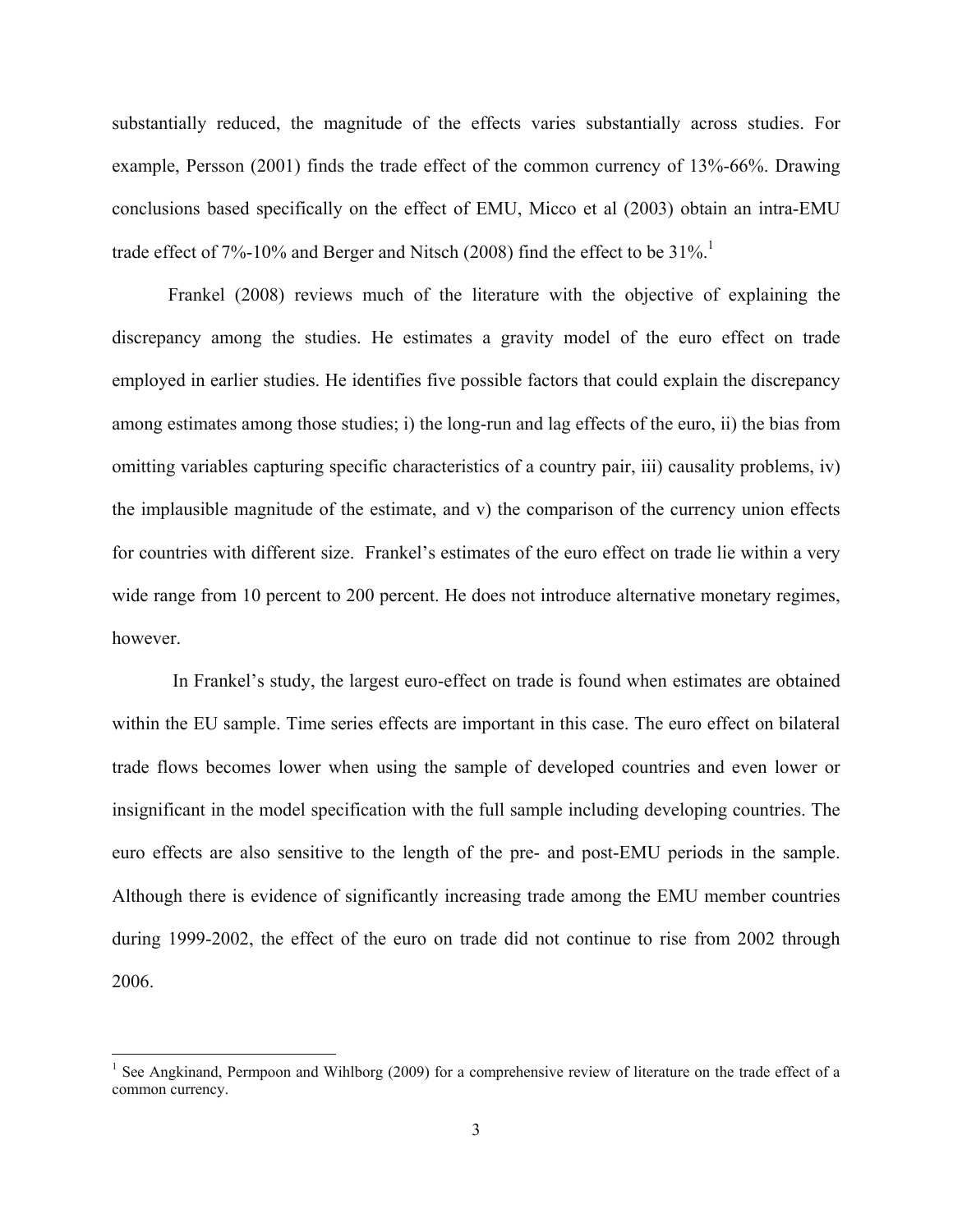substantially reduced, the magnitude of the effects varies substantially across studies. For example, Persson (2001) finds the trade effect of the common currency of 13%-66%. Drawing conclusions based specifically on the effect of EMU, Micco et al (2003) obtain an intra-EMU trade effect of 7%-10% and Berger and Nitsch (2008) find the effect to be 31%.[1]

Frankel (2008) reviews much of the literature with the objective of explaining the discrepancy among the studies. He estimates a gravity model of the euro effect on trade employed in earlier studies. He identifies five possible factors that could explain the discrepancy among estimates among those studies; i) the long-run and lag effects of the euro, ii) the bias from omitting variables capturing specific characteristics of a country pair, iii) causality problems, iv) the implausible magnitude of the estimate, and v) the comparison of the currency union effects for countries with different size. Frankel's estimates of the euro effect on trade lie within a very wide range from 10 percent to 200 percent. He does not introduce alternative monetary regimes, however.

In Frankel's study, the largest euro-effect on trade is found when estimates are obtained within the EU sample. Time series effects are important in this case. The euro effect on bilateral trade flows becomes lower when using the sample of developed countries and even lower or insignificant in the model specification with the full sample including developing countries. The euro effects are also sensitive to the length of the pre- and post-EMU periods in the sample. Although there is evidence of significantly increasing trade among the EMU member countries during 1999-2002, the effect of the euro on trade did not continue to rise from 2002 through 2006.

[1] See Angkinand, Permpoon and Wihlborg (2009) for a comprehensive review of literature on the trade effect of a common currency.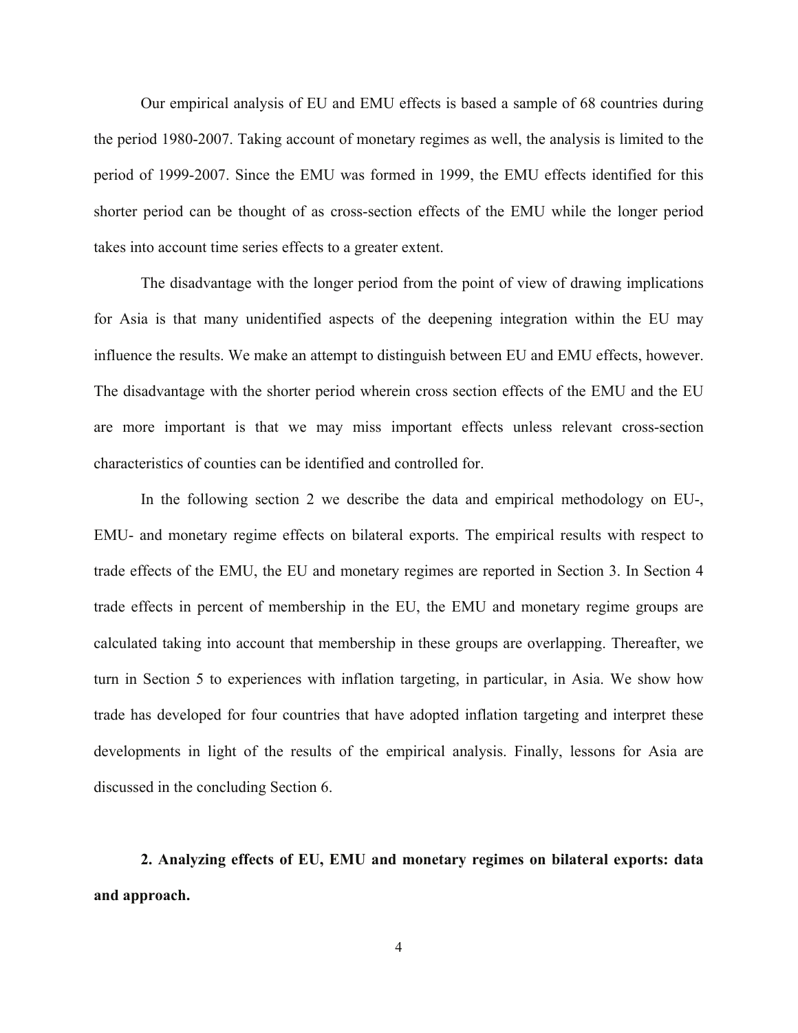Our empirical analysis of EU and EMU effects is based a sample of 68 countries during the period 1980-2007. Taking account of monetary regimes as well, the analysis is limited to the period of 1999-2007. Since the EMU was formed in 1999, the EMU effects identified for this shorter period can be thought of as cross-section effects of the EMU while the longer period takes into account time series effects to a greater extent.

The disadvantage with the longer period from the point of view of drawing implications for Asia is that many unidentified aspects of the deepening integration within the EU may influence the results. We make an attempt to distinguish between EU and EMU effects, however. The disadvantage with the shorter period wherein cross section effects of the EMU and the EU are more important is that we may miss important effects unless relevant cross-section characteristics of counties can be identified and controlled for.

In the following section 2 we describe the data and empirical methodology on EU-, EMU- and monetary regime effects on bilateral exports. The empirical results with respect to trade effects of the EMU, the EU and monetary regimes are reported in Section 3. In Section 4 trade effects in percent of membership in the EU, the EMU and monetary regime groups are calculated taking into account that membership in these groups are overlapping. Thereafter, we turn in Section 5 to experiences with inflation targeting, in particular, in Asia. We show how trade has developed for four countries that have adopted inflation targeting and interpret these developments in light of the results of the empirical analysis. Finally, lessons for Asia are discussed in the concluding Section 6.

## 2. Analyzing effects of EU, EMU and monetary regimes on bilateral exports: data and approach.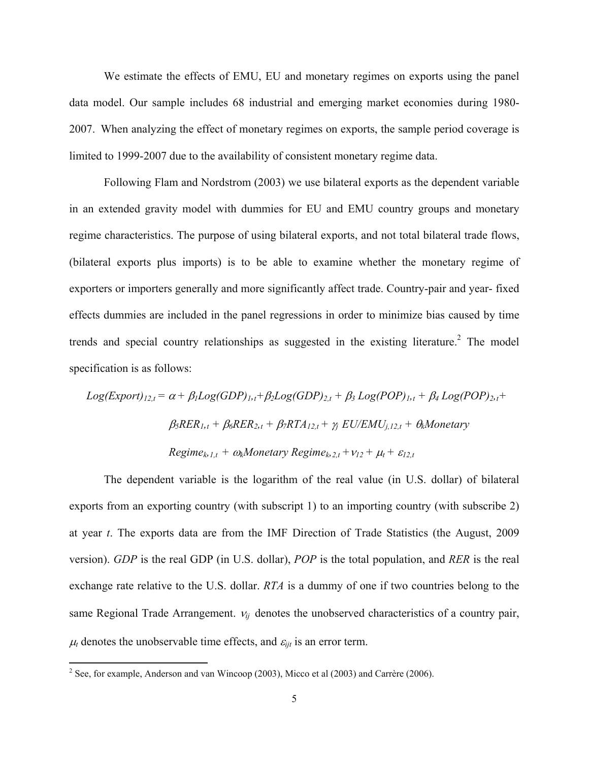We estimate the effects of EMU, EU and monetary regimes on exports using the panel data model. Our sample includes 68 industrial and emerging market economies during 1980-2007. When analyzing the effect of monetary regimes on exports, the sample period coverage is limited to 1999-2007 due to the availability of consistent monetary regime data.

Following Flam and Nordstrom (2003) we use bilateral exports as the dependent variable in an extended gravity model with dummies for EU and EMU country groups and monetary regime characteristics. The purpose of using bilateral exports, and not total bilateral trade flows, (bilateral exports plus imports) is to be able to examine whether the monetary regime of exporters or importers generally and more significantly affect trade. Country-pair and year- fixed effects dummies are included in the panel regressions in order to minimize bias caused by time trends and special country relationships as suggested in the existing literature.[2] The model specification is as follows:

$$Log(Export)_{12,t} = \alpha + \beta_1 Log(GDP)_{1,t} + \beta_2 Log(GDP)_{2,t} + \beta_3 \, Log(POP)_{1,t} + \beta_4 \, Log(POP)_{2,t} + \beta_5 RER_{1,t} + \beta_6 RER_{2,t} + \beta_7 RTA_{12,t} + \gamma_j \, EU/EMU_{j,12,t} + \theta_k Monetary\ Regime_{k,1,t} + \omega_k Monetary\ Regime_{k,2,t} + \nu_{12} + \mu_t + \varepsilon_{12,t}$$

The dependent variable is the logarithm of the real value (in U.S. dollar) of bilateral exports from an exporting country (with subscript 1) to an importing country (with subscribe 2) at year *t*. The exports data are from the IMF Direction of Trade Statistics (the August, 2009 version). *GDP* is the real GDP (in U.S. dollar), *POP* is the total population, and *RER* is the real exchange rate relative to the U.S. dollar. *RTA* is a dummy of one if two countries belong to the same Regional Trade Arrangement. $\nu_{ij}$ denotes the unobserved characteristics of a country pair, $\mu_t$ denotes the unobservable time effects, and $\varepsilon_{ijt}$ is an error term.

[2] See, for example, Anderson and van Wincoop (2003), Micco et al (2003) and Carrère (2006).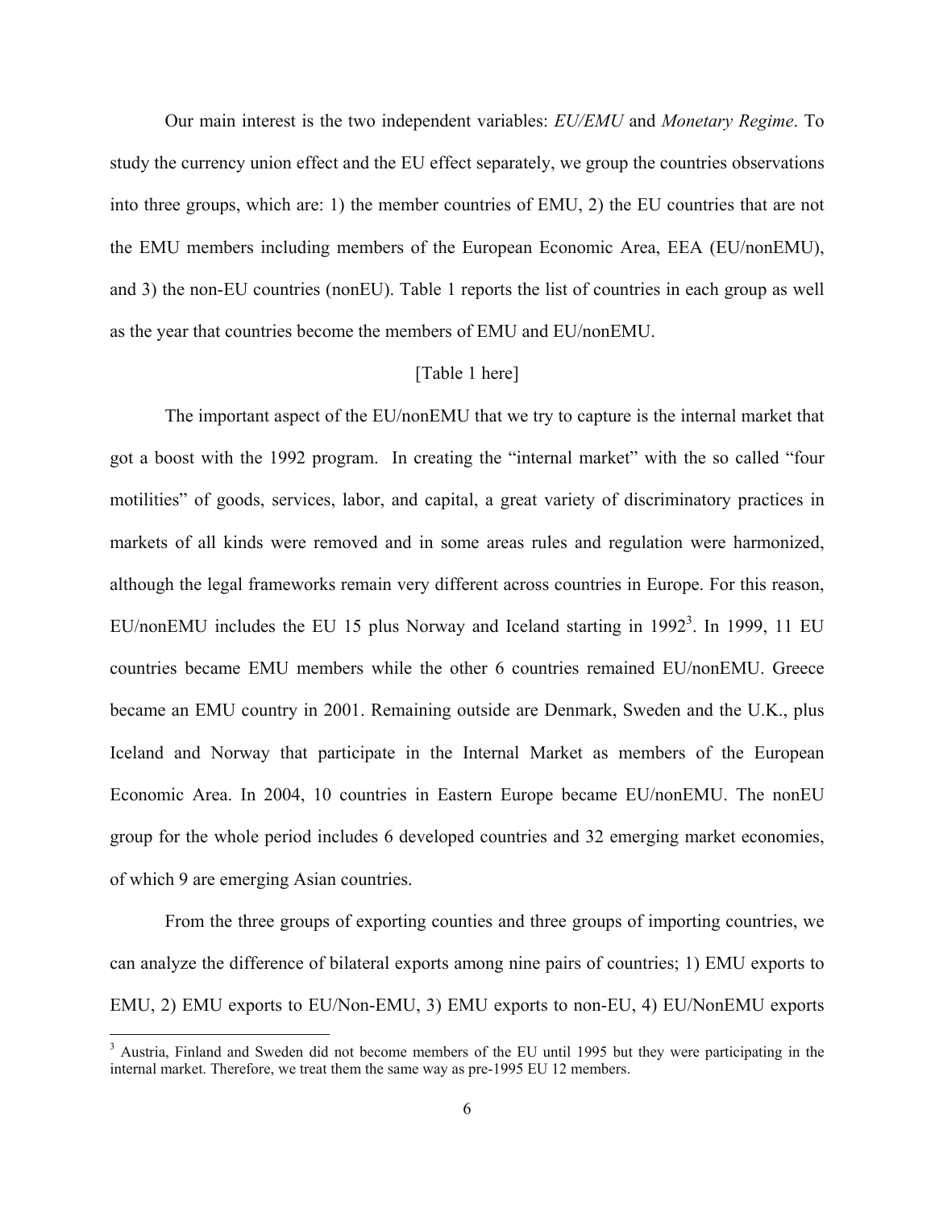Our main interest is the two independent variables: *EU/EMU* and *Monetary Regime*. To study the currency union effect and the EU effect separately, we group the countries observations into three groups, which are: 1) the member countries of EMU, 2) the EU countries that are not the EMU members including members of the European Economic Area, EEA (EU/nonEMU), and 3) the non-EU countries (nonEU). Table 1 reports the list of countries in each group as well as the year that countries become the members of EMU and EU/nonEMU.

[Table 1 here]

The important aspect of the EU/nonEMU that we try to capture is the internal market that got a boost with the 1992 program. In creating the "internal market" with the so called "four motilities" of goods, services, labor, and capital, a great variety of discriminatory practices in markets of all kinds were removed and in some areas rules and regulation were harmonized, although the legal frameworks remain very different across countries in Europe. For this reason, EU/nonEMU includes the EU 15 plus Norway and Iceland starting in 1992[3]. In 1999, 11 EU countries became EMU members while the other 6 countries remained EU/nonEMU. Greece became an EMU country in 2001. Remaining outside are Denmark, Sweden and the U.K., plus Iceland and Norway that participate in the Internal Market as members of the European Economic Area. In 2004, 10 countries in Eastern Europe became EU/nonEMU. The nonEU group for the whole period includes 6 developed countries and 32 emerging market economies, of which 9 are emerging Asian countries.

From the three groups of exporting counties and three groups of importing countries, we can analyze the difference of bilateral exports among nine pairs of countries; 1) EMU exports to EMU, 2) EMU exports to EU/Non-EMU, 3) EMU exports to non-EU, 4) EU/NonEMU exports

[3] Austria, Finland and Sweden did not become members of the EU until 1995 but they were participating in the internal market. Therefore, we treat them the same way as pre-1995 EU 12 members.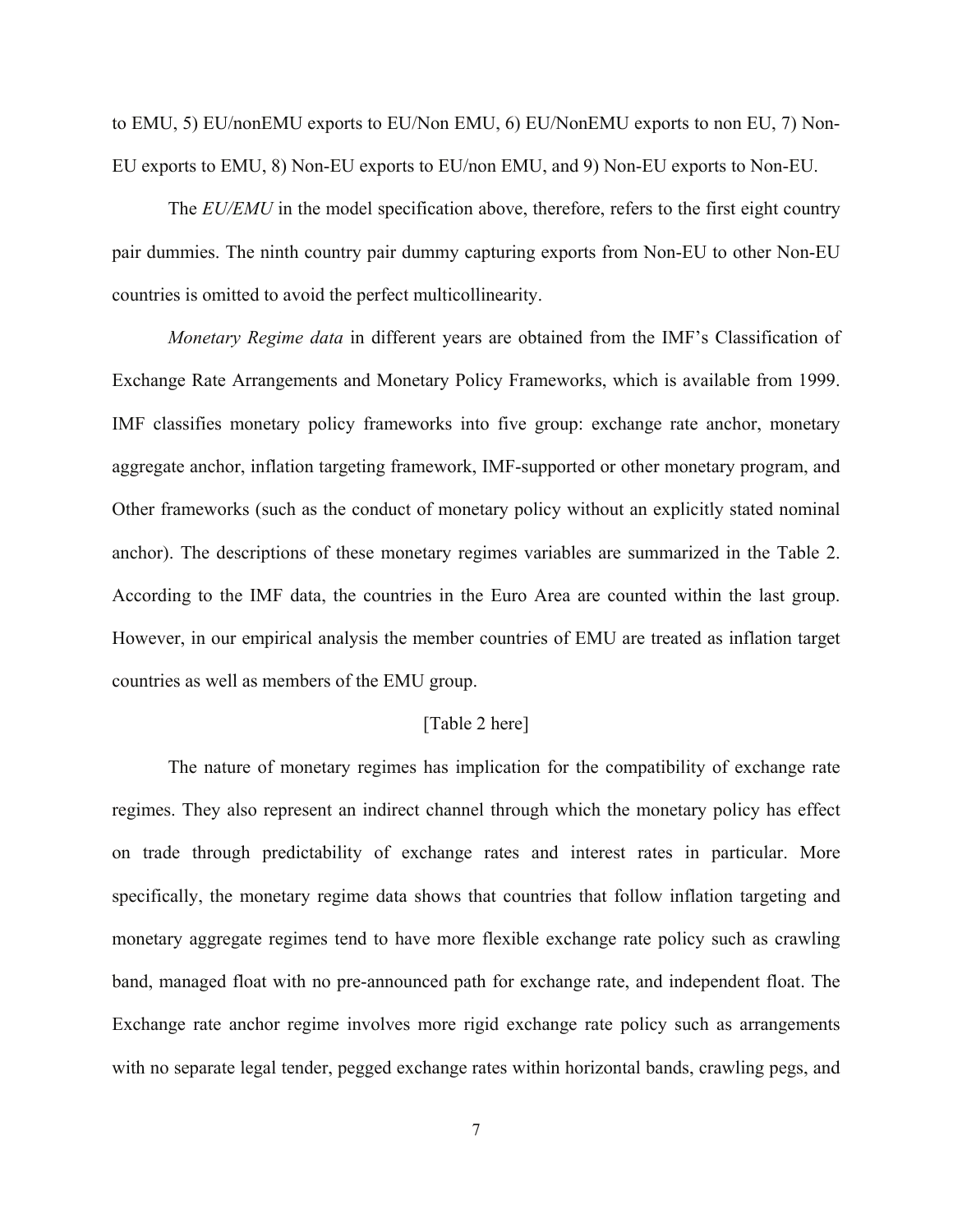to EMU, 5) EU/nonEMU exports to EU/Non EMU, 6) EU/NonEMU exports to non EU, 7) Non-EU exports to EMU, 8) Non-EU exports to EU/non EMU, and 9) Non-EU exports to Non-EU.

The *EU/EMU* in the model specification above, therefore, refers to the first eight country pair dummies. The ninth country pair dummy capturing exports from Non-EU to other Non-EU countries is omitted to avoid the perfect multicollinearity.

*Monetary Regime data* in different years are obtained from the IMF's Classification of Exchange Rate Arrangements and Monetary Policy Frameworks, which is available from 1999. IMF classifies monetary policy frameworks into five group: exchange rate anchor, monetary aggregate anchor, inflation targeting framework, IMF-supported or other monetary program, and Other frameworks (such as the conduct of monetary policy without an explicitly stated nominal anchor). The descriptions of these monetary regimes variables are summarized in the Table 2. According to the IMF data, the countries in the Euro Area are counted within the last group. However, in our empirical analysis the member countries of EMU are treated as inflation target countries as well as members of the EMU group.

[Table 2 here]

The nature of monetary regimes has implication for the compatibility of exchange rate regimes. They also represent an indirect channel through which the monetary policy has effect on trade through predictability of exchange rates and interest rates in particular. More specifically, the monetary regime data shows that countries that follow inflation targeting and monetary aggregate regimes tend to have more flexible exchange rate policy such as crawling band, managed float with no pre-announced path for exchange rate, and independent float. The Exchange rate anchor regime involves more rigid exchange rate policy such as arrangements with no separate legal tender, pegged exchange rates within horizontal bands, crawling pegs, and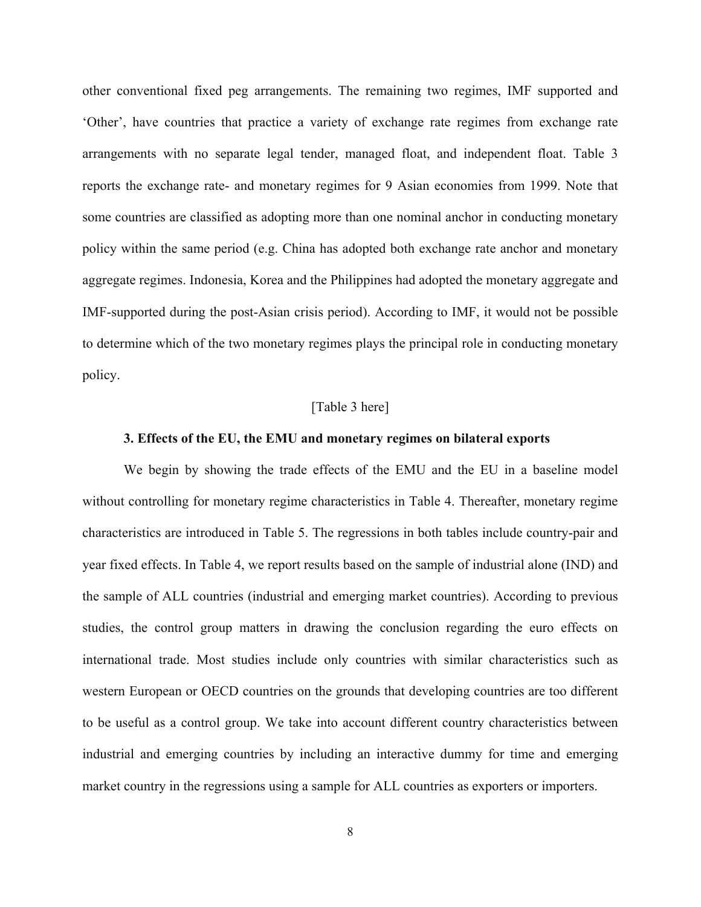other conventional fixed peg arrangements. The remaining two regimes, IMF supported and 'Other', have countries that practice a variety of exchange rate regimes from exchange rate arrangements with no separate legal tender, managed float, and independent float. Table 3 reports the exchange rate- and monetary regimes for 9 Asian economies from 1999. Note that some countries are classified as adopting more than one nominal anchor in conducting monetary policy within the same period (e.g. China has adopted both exchange rate anchor and monetary aggregate regimes. Indonesia, Korea and the Philippines had adopted the monetary aggregate and IMF-supported during the post-Asian crisis period). According to IMF, it would not be possible to determine which of the two monetary regimes plays the principal role in conducting monetary policy.

[Table 3 here]

### 3. Effects of the EU, the EMU and monetary regimes on bilateral exports

We begin by showing the trade effects of the EMU and the EU in a baseline model without controlling for monetary regime characteristics in Table 4. Thereafter, monetary regime characteristics are introduced in Table 5. The regressions in both tables include country-pair and year fixed effects. In Table 4, we report results based on the sample of industrial alone (IND) and the sample of ALL countries (industrial and emerging market countries). According to previous studies, the control group matters in drawing the conclusion regarding the euro effects on international trade. Most studies include only countries with similar characteristics such as western European or OECD countries on the grounds that developing countries are too different to be useful as a control group. We take into account different country characteristics between industrial and emerging countries by including an interactive dummy for time and emerging market country in the regressions using a sample for ALL countries as exporters or importers.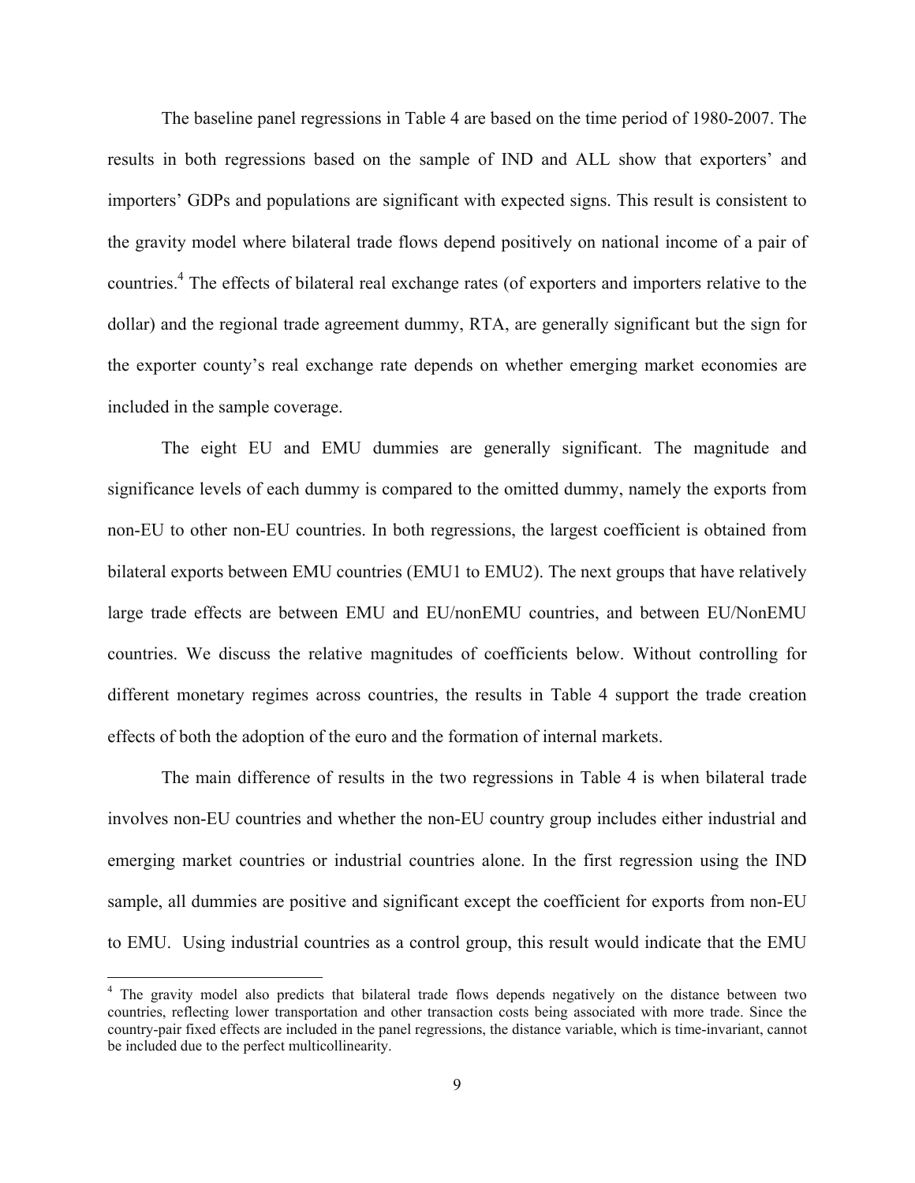The baseline panel regressions in Table 4 are based on the time period of 1980-2007. The results in both regressions based on the sample of IND and ALL show that exporters' and importers' GDPs and populations are significant with expected signs. This result is consistent to the gravity model where bilateral trade flows depend positively on national income of a pair of countries.[4] The effects of bilateral real exchange rates (of exporters and importers relative to the dollar) and the regional trade agreement dummy, RTA, are generally significant but the sign for the exporter county's real exchange rate depends on whether emerging market economies are included in the sample coverage.

The eight EU and EMU dummies are generally significant. The magnitude and significance levels of each dummy is compared to the omitted dummy, namely the exports from non-EU to other non-EU countries. In both regressions, the largest coefficient is obtained from bilateral exports between EMU countries (EMU1 to EMU2). The next groups that have relatively large trade effects are between EMU and EU/nonEMU countries, and between EU/NonEMU countries. We discuss the relative magnitudes of coefficients below. Without controlling for different monetary regimes across countries, the results in Table 4 support the trade creation effects of both the adoption of the euro and the formation of internal markets.

The main difference of results in the two regressions in Table 4 is when bilateral trade involves non-EU countries and whether the non-EU country group includes either industrial and emerging market countries or industrial countries alone. In the first regression using the IND sample, all dummies are positive and significant except the coefficient for exports from non-EU to EMU. Using industrial countries as a control group, this result would indicate that the EMU

[4] The gravity model also predicts that bilateral trade flows depends negatively on the distance between two countries, reflecting lower transportation and other transaction costs being associated with more trade. Since the country-pair fixed effects are included in the panel regressions, the distance variable, which is time-invariant, cannot be included due to the perfect multicollinearity.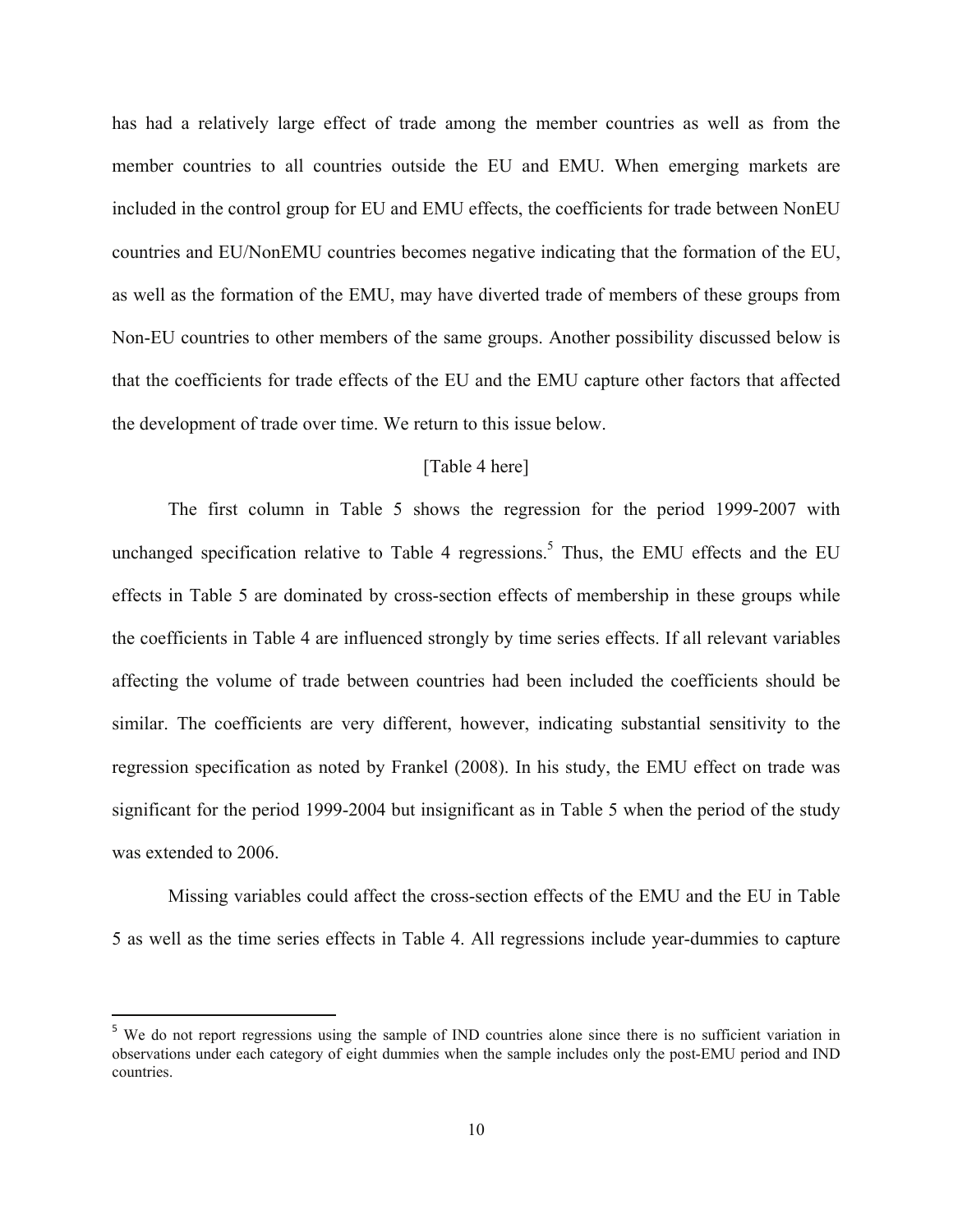has had a relatively large effect of trade among the member countries as well as from the member countries to all countries outside the EU and EMU. When emerging markets are included in the control group for EU and EMU effects, the coefficients for trade between NonEU countries and EU/NonEMU countries becomes negative indicating that the formation of the EU, as well as the formation of the EMU, may have diverted trade of members of these groups from Non-EU countries to other members of the same groups. Another possibility discussed below is that the coefficients for trade effects of the EU and the EMU capture other factors that affected the development of trade over time. We return to this issue below.

[Table 4 here]

The first column in Table 5 shows the regression for the period 1999-2007 with unchanged specification relative to Table 4 regressions.[5] Thus, the EMU effects and the EU effects in Table 5 are dominated by cross-section effects of membership in these groups while the coefficients in Table 4 are influenced strongly by time series effects. If all relevant variables affecting the volume of trade between countries had been included the coefficients should be similar. The coefficients are very different, however, indicating substantial sensitivity to the regression specification as noted by Frankel (2008). In his study, the EMU effect on trade was significant for the period 1999-2004 but insignificant as in Table 5 when the period of the study was extended to 2006.

Missing variables could affect the cross-section effects of the EMU and the EU in Table 5 as well as the time series effects in Table 4. All regressions include year-dummies to capture

[5] We do not report regressions using the sample of IND countries alone since there is no sufficient variation in observations under each category of eight dummies when the sample includes only the post-EMU period and IND countries.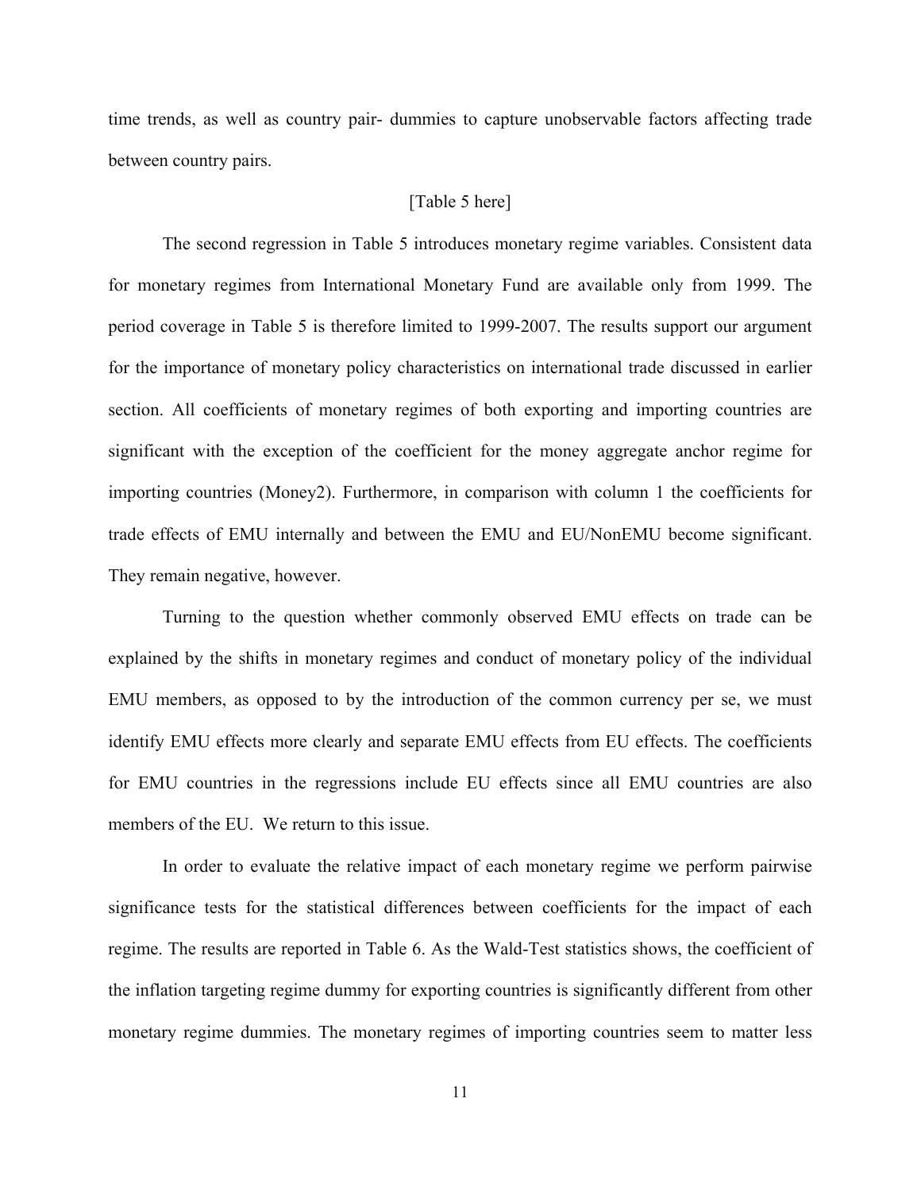time trends, as well as country pair- dummies to capture unobservable factors affecting trade between country pairs.

[Table 5 here]

The second regression in Table 5 introduces monetary regime variables. Consistent data for monetary regimes from International Monetary Fund are available only from 1999. The period coverage in Table 5 is therefore limited to 1999-2007. The results support our argument for the importance of monetary policy characteristics on international trade discussed in earlier section. All coefficients of monetary regimes of both exporting and importing countries are significant with the exception of the coefficient for the money aggregate anchor regime for importing countries (Money2). Furthermore, in comparison with column 1 the coefficients for trade effects of EMU internally and between the EMU and EU/NonEMU become significant. They remain negative, however.

Turning to the question whether commonly observed EMU effects on trade can be explained by the shifts in monetary regimes and conduct of monetary policy of the individual EMU members, as opposed to by the introduction of the common currency per se, we must identify EMU effects more clearly and separate EMU effects from EU effects. The coefficients for EMU countries in the regressions include EU effects since all EMU countries are also members of the EU. We return to this issue.

In order to evaluate the relative impact of each monetary regime we perform pairwise significance tests for the statistical differences between coefficients for the impact of each regime. The results are reported in Table 6. As the Wald-Test statistics shows, the coefficient of the inflation targeting regime dummy for exporting countries is significantly different from other monetary regime dummies. The monetary regimes of importing countries seem to matter less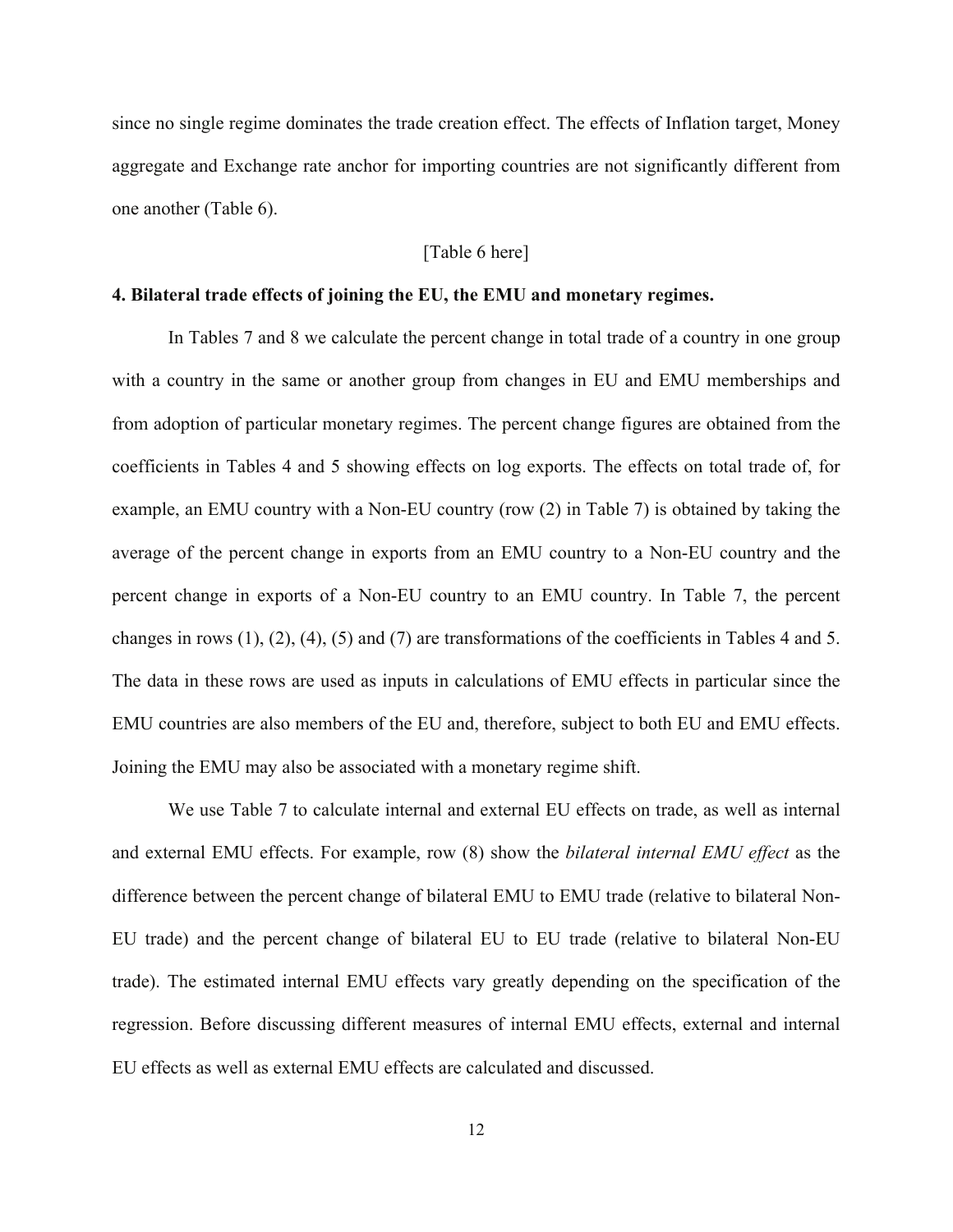since no single regime dominates the trade creation effect. The effects of Inflation target, Money aggregate and Exchange rate anchor for importing countries are not significantly different from one another (Table 6).

[Table 6 here]

**4. Bilateral trade effects of joining the EU, the EMU and monetary regimes.**

In Tables 7 and 8 we calculate the percent change in total trade of a country in one group with a country in the same or another group from changes in EU and EMU memberships and from adoption of particular monetary regimes. The percent change figures are obtained from the coefficients in Tables 4 and 5 showing effects on log exports. The effects on total trade of, for example, an EMU country with a Non-EU country (row (2) in Table 7) is obtained by taking the average of the percent change in exports from an EMU country to a Non-EU country and the percent change in exports of a Non-EU country to an EMU country. In Table 7, the percent changes in rows (1), (2), (4), (5) and (7) are transformations of the coefficients in Tables 4 and 5. The data in these rows are used as inputs in calculations of EMU effects in particular since the EMU countries are also members of the EU and, therefore, subject to both EU and EMU effects. Joining the EMU may also be associated with a monetary regime shift.

We use Table 7 to calculate internal and external EU effects on trade, as well as internal and external EMU effects. For example, row (8) show the *bilateral internal EMU effect* as the difference between the percent change of bilateral EMU to EMU trade (relative to bilateral Non-EU trade) and the percent change of bilateral EU to EU trade (relative to bilateral Non-EU trade). The estimated internal EMU effects vary greatly depending on the specification of the regression. Before discussing different measures of internal EMU effects, external and internal EU effects as well as external EMU effects are calculated and discussed.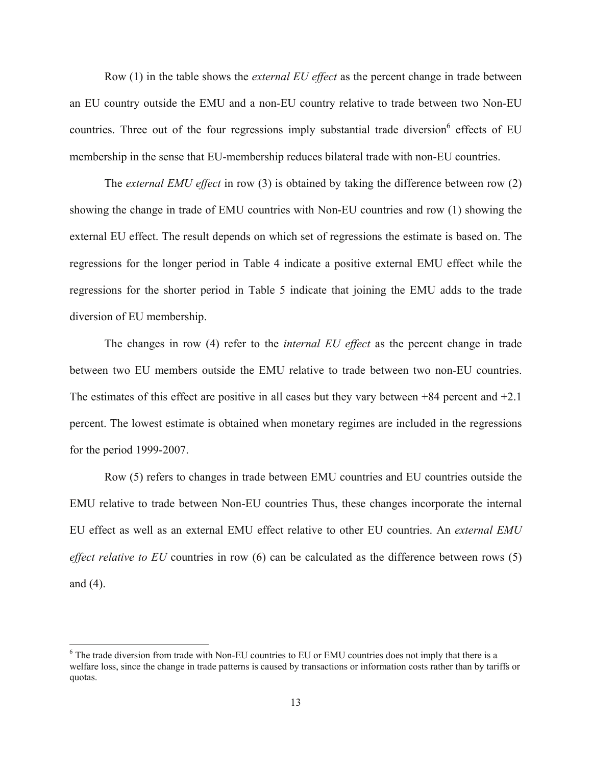Row (1) in the table shows the *external EU effect* as the percent change in trade between an EU country outside the EMU and a non-EU country relative to trade between two Non-EU countries. Three out of the four regressions imply substantial trade diversion[6] effects of EU membership in the sense that EU-membership reduces bilateral trade with non-EU countries.

The *external EMU effect* in row (3) is obtained by taking the difference between row (2) showing the change in trade of EMU countries with Non-EU countries and row (1) showing the external EU effect. The result depends on which set of regressions the estimate is based on. The regressions for the longer period in Table 4 indicate a positive external EMU effect while the regressions for the shorter period in Table 5 indicate that joining the EMU adds to the trade diversion of EU membership.

The changes in row (4) refer to the *internal EU effect* as the percent change in trade between two EU members outside the EMU relative to trade between two non-EU countries. The estimates of this effect are positive in all cases but they vary between +84 percent and +2.1 percent. The lowest estimate is obtained when monetary regimes are included in the regressions for the period 1999-2007.

Row (5) refers to changes in trade between EMU countries and EU countries outside the EMU relative to trade between Non-EU countries Thus, these changes incorporate the internal EU effect as well as an external EMU effect relative to other EU countries. An *external EMU effect relative to EU* countries in row (6) can be calculated as the difference between rows (5) and (4).

[6] The trade diversion from trade with Non-EU countries to EU or EMU countries does not imply that there is a welfare loss, since the change in trade patterns is caused by transactions or information costs rather than by tariffs or quotas.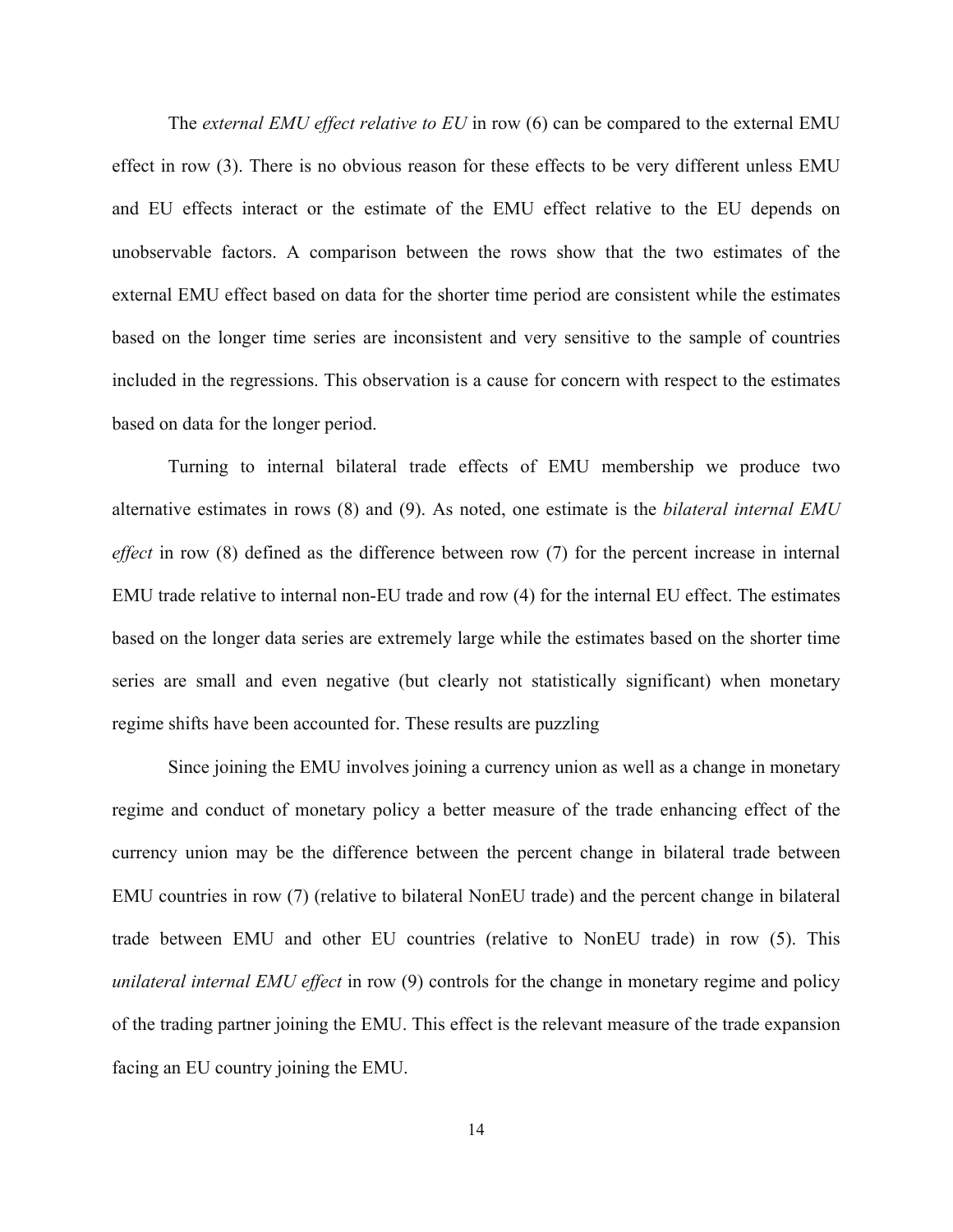The *external EMU effect relative to EU* in row (6) can be compared to the external EMU effect in row (3). There is no obvious reason for these effects to be very different unless EMU and EU effects interact or the estimate of the EMU effect relative to the EU depends on unobservable factors. A comparison between the rows show that the two estimates of the external EMU effect based on data for the shorter time period are consistent while the estimates based on the longer time series are inconsistent and very sensitive to the sample of countries included in the regressions. This observation is a cause for concern with respect to the estimates based on data for the longer period.

Turning to internal bilateral trade effects of EMU membership we produce two alternative estimates in rows (8) and (9). As noted, one estimate is the *bilateral internal EMU effect* in row (8) defined as the difference between row (7) for the percent increase in internal EMU trade relative to internal non-EU trade and row (4) for the internal EU effect. The estimates based on the longer data series are extremely large while the estimates based on the shorter time series are small and even negative (but clearly not statistically significant) when monetary regime shifts have been accounted for. These results are puzzling

Since joining the EMU involves joining a currency union as well as a change in monetary regime and conduct of monetary policy a better measure of the trade enhancing effect of the currency union may be the difference between the percent change in bilateral trade between EMU countries in row (7) (relative to bilateral NonEU trade) and the percent change in bilateral trade between EMU and other EU countries (relative to NonEU trade) in row (5). This *unilateral internal EMU effect* in row (9) controls for the change in monetary regime and policy of the trading partner joining the EMU. This effect is the relevant measure of the trade expansion facing an EU country joining the EMU.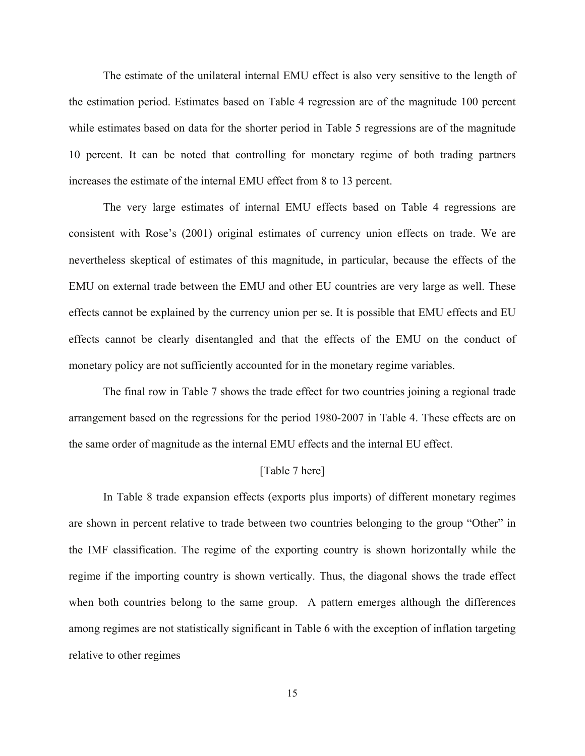The estimate of the unilateral internal EMU effect is also very sensitive to the length of the estimation period. Estimates based on Table 4 regression are of the magnitude 100 percent while estimates based on data for the shorter period in Table 5 regressions are of the magnitude 10 percent. It can be noted that controlling for monetary regime of both trading partners increases the estimate of the internal EMU effect from 8 to 13 percent.

The very large estimates of internal EMU effects based on Table 4 regressions are consistent with Rose's (2001) original estimates of currency union effects on trade. We are nevertheless skeptical of estimates of this magnitude, in particular, because the effects of the EMU on external trade between the EMU and other EU countries are very large as well. These effects cannot be explained by the currency union per se. It is possible that EMU effects and EU effects cannot be clearly disentangled and that the effects of the EMU on the conduct of monetary policy are not sufficiently accounted for in the monetary regime variables.

The final row in Table 7 shows the trade effect for two countries joining a regional trade arrangement based on the regressions for the period 1980-2007 in Table 4. These effects are on the same order of magnitude as the internal EMU effects and the internal EU effect.

[Table 7 here]

In Table 8 trade expansion effects (exports plus imports) of different monetary regimes are shown in percent relative to trade between two countries belonging to the group "Other" in the IMF classification. The regime of the exporting country is shown horizontally while the regime if the importing country is shown vertically. Thus, the diagonal shows the trade effect when both countries belong to the same group. A pattern emerges although the differences among regimes are not statistically significant in Table 6 with the exception of inflation targeting relative to other regimes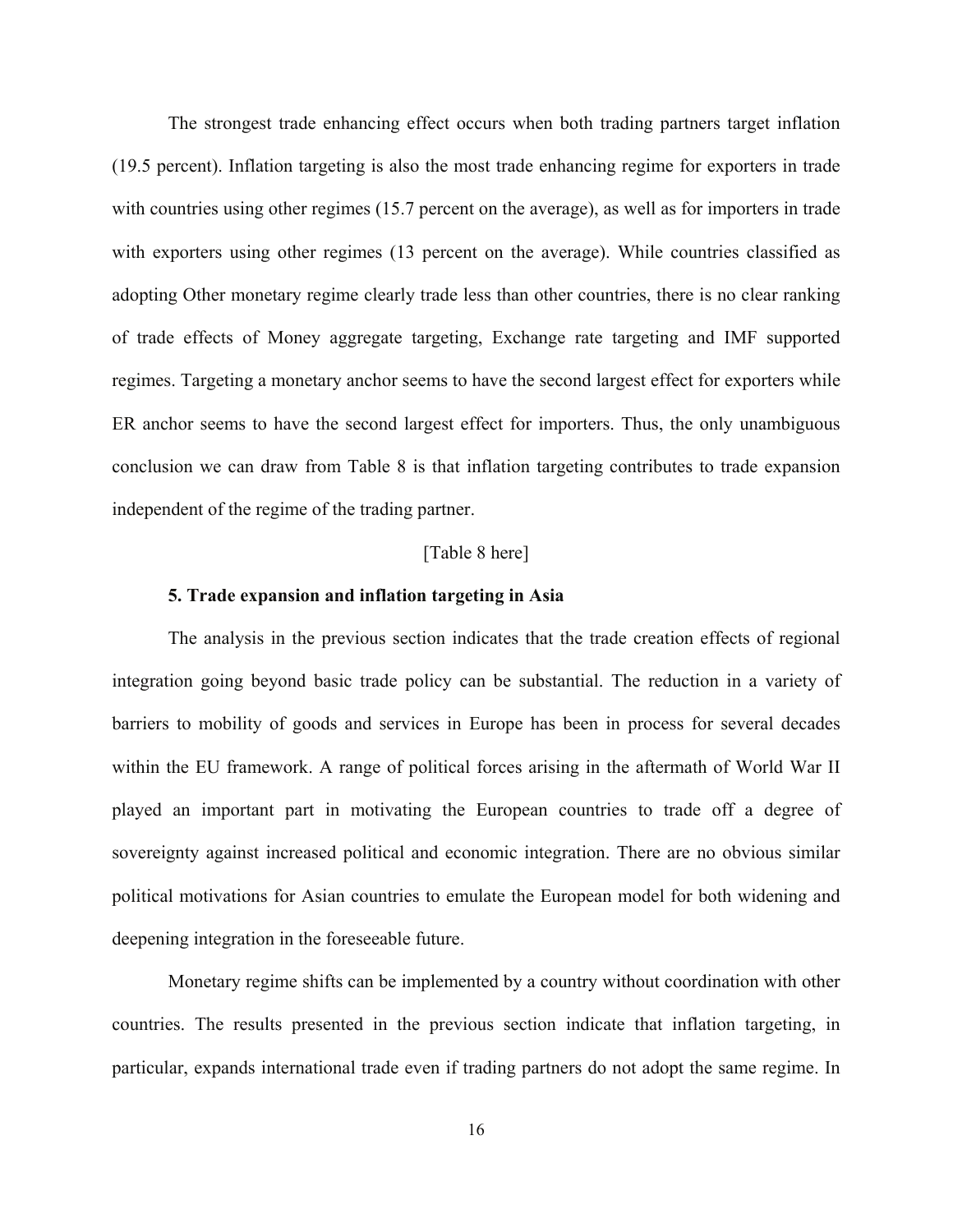The strongest trade enhancing effect occurs when both trading partners target inflation (19.5 percent). Inflation targeting is also the most trade enhancing regime for exporters in trade with countries using other regimes (15.7 percent on the average), as well as for importers in trade with exporters using other regimes (13 percent on the average). While countries classified as adopting Other monetary regime clearly trade less than other countries, there is no clear ranking of trade effects of Money aggregate targeting, Exchange rate targeting and IMF supported regimes. Targeting a monetary anchor seems to have the second largest effect for exporters while ER anchor seems to have the second largest effect for importers. Thus, the only unambiguous conclusion we can draw from Table 8 is that inflation targeting contributes to trade expansion independent of the regime of the trading partner.

[Table 8 here]

### 5. Trade expansion and inflation targeting in Asia

The analysis in the previous section indicates that the trade creation effects of regional integration going beyond basic trade policy can be substantial. The reduction in a variety of barriers to mobility of goods and services in Europe has been in process for several decades within the EU framework. A range of political forces arising in the aftermath of World War II played an important part in motivating the European countries to trade off a degree of sovereignty against increased political and economic integration. There are no obvious similar political motivations for Asian countries to emulate the European model for both widening and deepening integration in the foreseeable future.

Monetary regime shifts can be implemented by a country without coordination with other countries. The results presented in the previous section indicate that inflation targeting, in particular, expands international trade even if trading partners do not adopt the same regime. In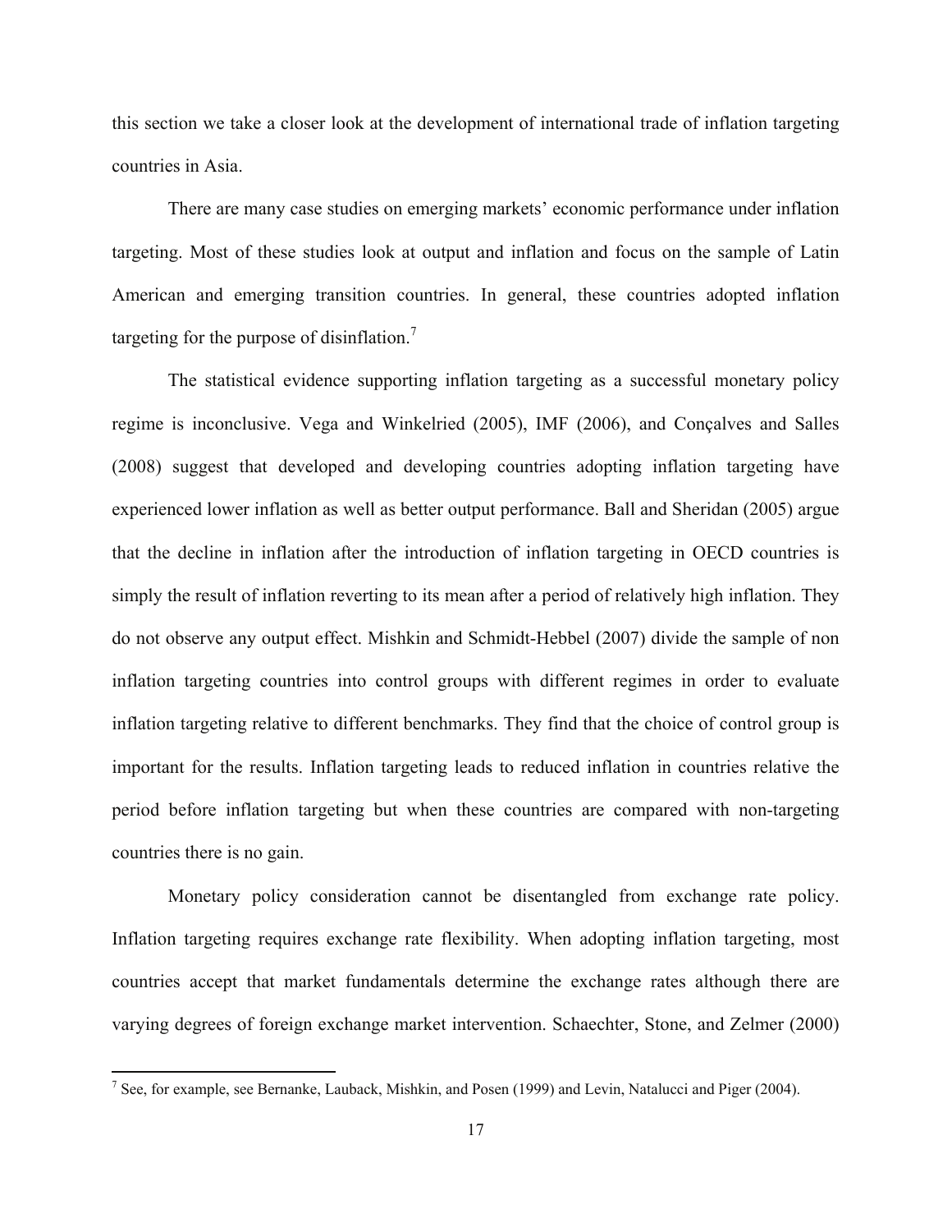this section we take a closer look at the development of international trade of inflation targeting countries in Asia.

There are many case studies on emerging markets' economic performance under inflation targeting. Most of these studies look at output and inflation and focus on the sample of Latin American and emerging transition countries. In general, these countries adopted inflation targeting for the purpose of disinflation.[7]

The statistical evidence supporting inflation targeting as a successful monetary policy regime is inconclusive. Vega and Winkelried (2005), IMF (2006), and Conçalves and Salles (2008) suggest that developed and developing countries adopting inflation targeting have experienced lower inflation as well as better output performance. Ball and Sheridan (2005) argue that the decline in inflation after the introduction of inflation targeting in OECD countries is simply the result of inflation reverting to its mean after a period of relatively high inflation. They do not observe any output effect. Mishkin and Schmidt-Hebbel (2007) divide the sample of non inflation targeting countries into control groups with different regimes in order to evaluate inflation targeting relative to different benchmarks. They find that the choice of control group is important for the results. Inflation targeting leads to reduced inflation in countries relative the period before inflation targeting but when these countries are compared with non-targeting countries there is no gain.

Monetary policy consideration cannot be disentangled from exchange rate policy. Inflation targeting requires exchange rate flexibility. When adopting inflation targeting, most countries accept that market fundamentals determine the exchange rates although there are varying degrees of foreign exchange market intervention. Schaechter, Stone, and Zelmer (2000)

[7] See, for example, see Bernanke, Lauback, Mishkin, and Posen (1999) and Levin, Natalucci and Piger (2004).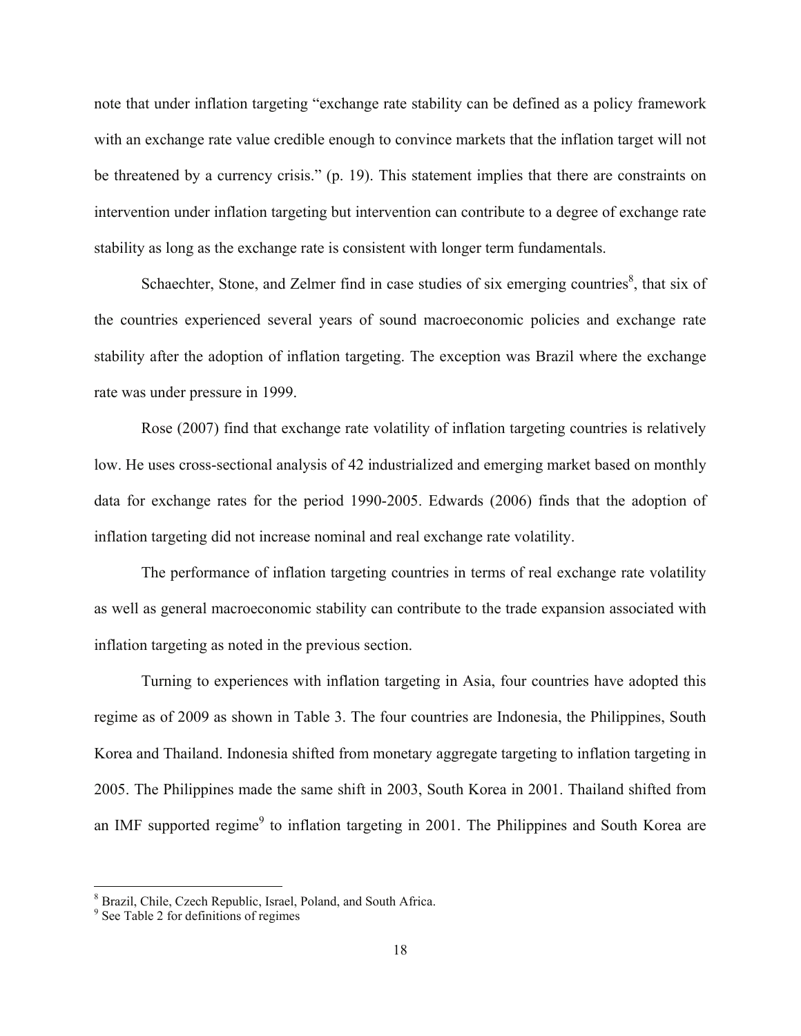note that under inflation targeting "exchange rate stability can be defined as a policy framework with an exchange rate value credible enough to convince markets that the inflation target will not be threatened by a currency crisis." (p. 19). This statement implies that there are constraints on intervention under inflation targeting but intervention can contribute to a degree of exchange rate stability as long as the exchange rate is consistent with longer term fundamentals.

Schaechter, Stone, and Zelmer find in case studies of six emerging countries[8], that six of the countries experienced several years of sound macroeconomic policies and exchange rate stability after the adoption of inflation targeting. The exception was Brazil where the exchange rate was under pressure in 1999.

Rose (2007) find that exchange rate volatility of inflation targeting countries is relatively low. He uses cross-sectional analysis of 42 industrialized and emerging market based on monthly data for exchange rates for the period 1990-2005. Edwards (2006) finds that the adoption of inflation targeting did not increase nominal and real exchange rate volatility.

The performance of inflation targeting countries in terms of real exchange rate volatility as well as general macroeconomic stability can contribute to the trade expansion associated with inflation targeting as noted in the previous section.

Turning to experiences with inflation targeting in Asia, four countries have adopted this regime as of 2009 as shown in Table 3. The four countries are Indonesia, the Philippines, South Korea and Thailand. Indonesia shifted from monetary aggregate targeting to inflation targeting in 2005. The Philippines made the same shift in 2003, South Korea in 2001. Thailand shifted from an IMF supported regime[9] to inflation targeting in 2001. The Philippines and South Korea are

[8] Brazil, Chile, Czech Republic, Israel, Poland, and South Africa.

[9] See Table 2 for definitions of regimes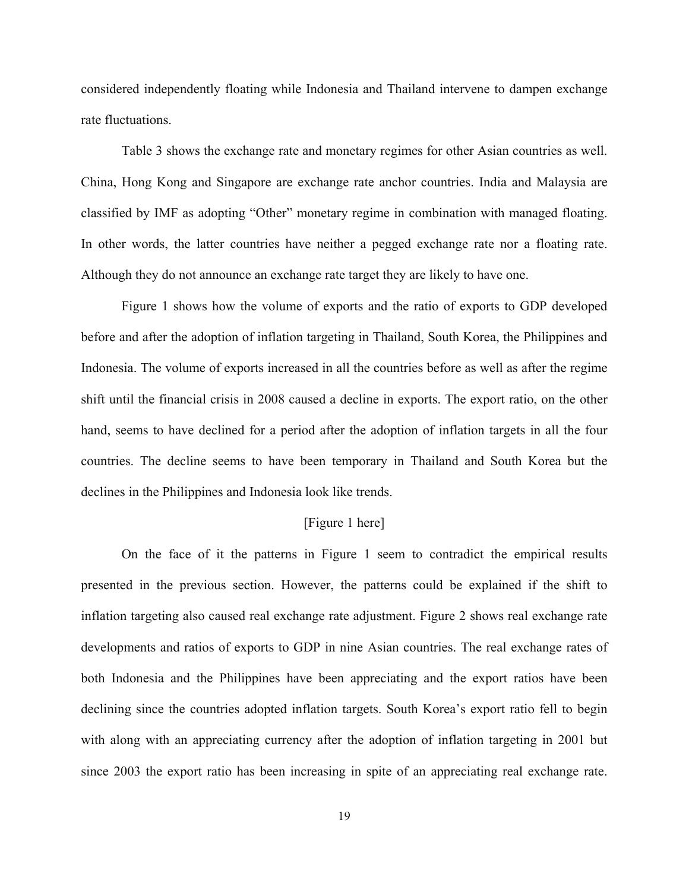considered independently floating while Indonesia and Thailand intervene to dampen exchange rate fluctuations.

Table 3 shows the exchange rate and monetary regimes for other Asian countries as well. China, Hong Kong and Singapore are exchange rate anchor countries. India and Malaysia are classified by IMF as adopting "Other" monetary regime in combination with managed floating. In other words, the latter countries have neither a pegged exchange rate nor a floating rate. Although they do not announce an exchange rate target they are likely to have one.

Figure 1 shows how the volume of exports and the ratio of exports to GDP developed before and after the adoption of inflation targeting in Thailand, South Korea, the Philippines and Indonesia. The volume of exports increased in all the countries before as well as after the regime shift until the financial crisis in 2008 caused a decline in exports. The export ratio, on the other hand, seems to have declined for a period after the adoption of inflation targets in all the four countries. The decline seems to have been temporary in Thailand and South Korea but the declines in the Philippines and Indonesia look like trends.

[Figure 1 here]

On the face of it the patterns in Figure 1 seem to contradict the empirical results presented in the previous section. However, the patterns could be explained if the shift to inflation targeting also caused real exchange rate adjustment. Figure 2 shows real exchange rate developments and ratios of exports to GDP in nine Asian countries. The real exchange rates of both Indonesia and the Philippines have been appreciating and the export ratios have been declining since the countries adopted inflation targets. South Korea's export ratio fell to begin with along with an appreciating currency after the adoption of inflation targeting in 2001 but since 2003 the export ratio has been increasing in spite of an appreciating real exchange rate.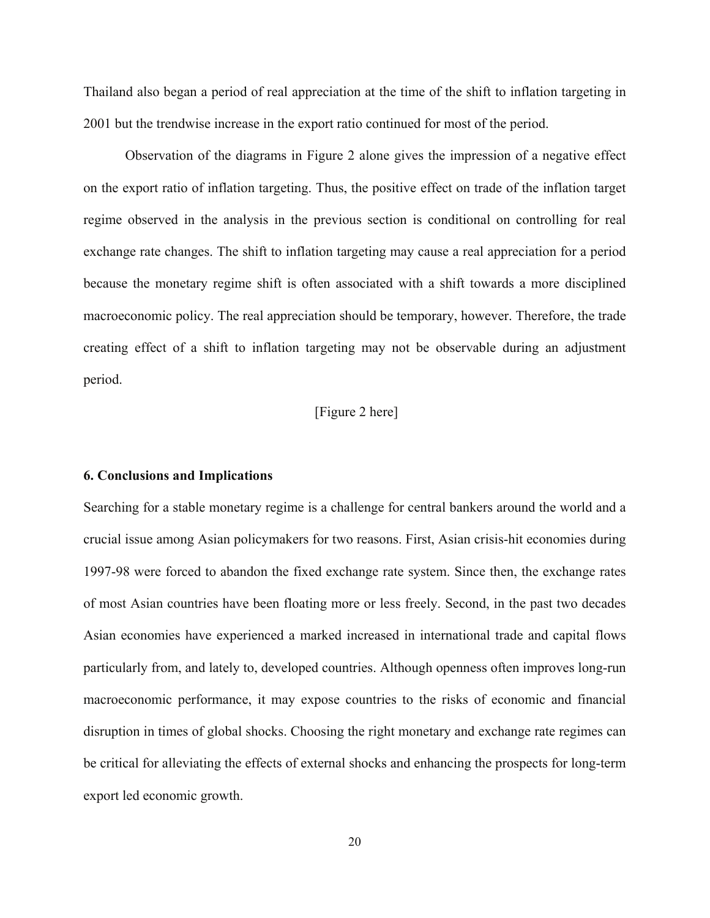Thailand also began a period of real appreciation at the time of the shift to inflation targeting in 2001 but the trendwise increase in the export ratio continued for most of the period.

Observation of the diagrams in Figure 2 alone gives the impression of a negative effect on the export ratio of inflation targeting. Thus, the positive effect on trade of the inflation target regime observed in the analysis in the previous section is conditional on controlling for real exchange rate changes. The shift to inflation targeting may cause a real appreciation for a period because the monetary regime shift is often associated with a shift towards a more disciplined macroeconomic policy. The real appreciation should be temporary, however. Therefore, the trade creating effect of a shift to inflation targeting may not be observable during an adjustment period.

[Figure 2 here]

### 6. Conclusions and Implications

Searching for a stable monetary regime is a challenge for central bankers around the world and a crucial issue among Asian policymakers for two reasons. First, Asian crisis-hit economies during 1997-98 were forced to abandon the fixed exchange rate system. Since then, the exchange rates of most Asian countries have been floating more or less freely. Second, in the past two decades Asian economies have experienced a marked increased in international trade and capital flows particularly from, and lately to, developed countries. Although openness often improves long-run macroeconomic performance, it may expose countries to the risks of economic and financial disruption in times of global shocks. Choosing the right monetary and exchange rate regimes can be critical for alleviating the effects of external shocks and enhancing the prospects for long-term export led economic growth.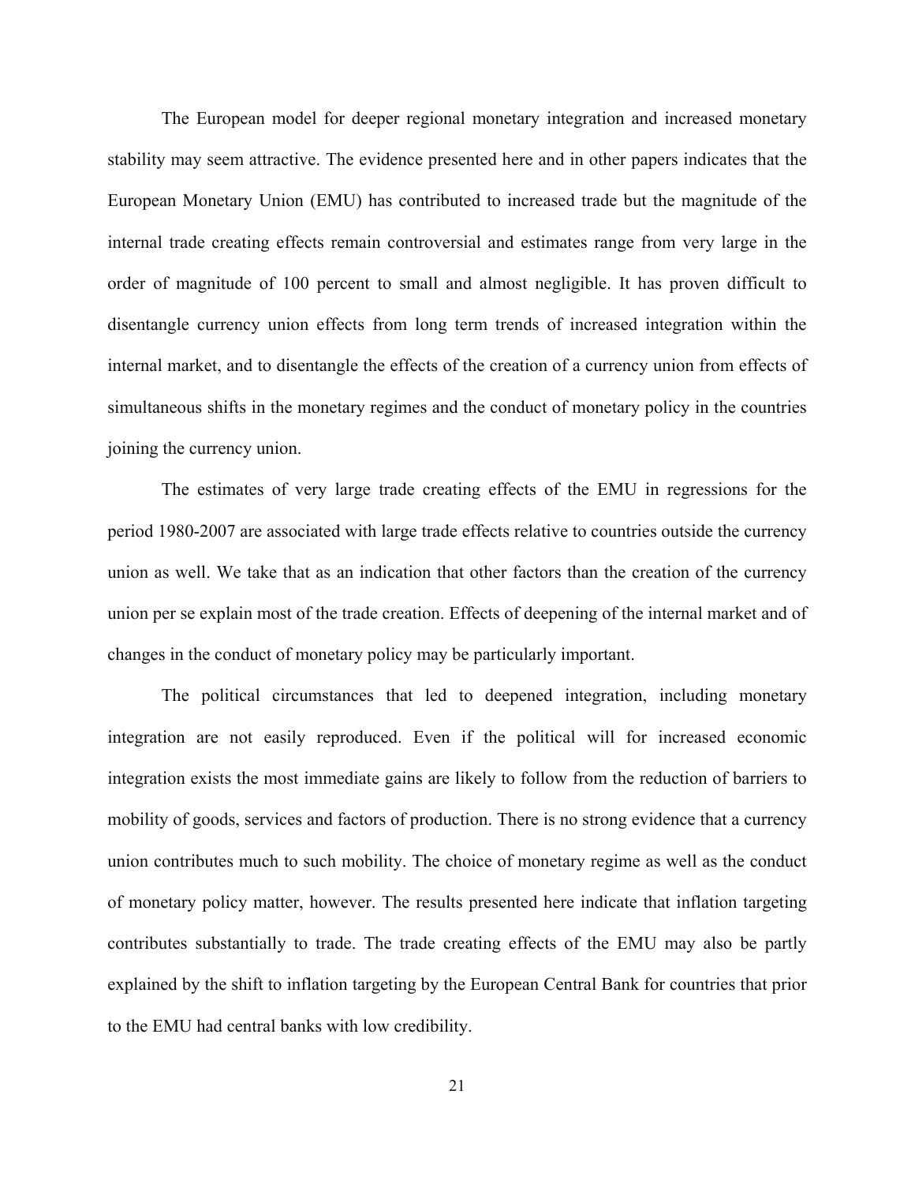The European model for deeper regional monetary integration and increased monetary stability may seem attractive. The evidence presented here and in other papers indicates that the European Monetary Union (EMU) has contributed to increased trade but the magnitude of the internal trade creating effects remain controversial and estimates range from very large in the order of magnitude of 100 percent to small and almost negligible. It has proven difficult to disentangle currency union effects from long term trends of increased integration within the internal market, and to disentangle the effects of the creation of a currency union from effects of simultaneous shifts in the monetary regimes and the conduct of monetary policy in the countries joining the currency union.

The estimates of very large trade creating effects of the EMU in regressions for the period 1980-2007 are associated with large trade effects relative to countries outside the currency union as well. We take that as an indication that other factors than the creation of the currency union per se explain most of the trade creation. Effects of deepening of the internal market and of changes in the conduct of monetary policy may be particularly important.

The political circumstances that led to deepened integration, including monetary integration are not easily reproduced. Even if the political will for increased economic integration exists the most immediate gains are likely to follow from the reduction of barriers to mobility of goods, services and factors of production. There is no strong evidence that a currency union contributes much to such mobility. The choice of monetary regime as well as the conduct of monetary policy matter, however. The results presented here indicate that inflation targeting contributes substantially to trade. The trade creating effects of the EMU may also be partly explained by the shift to inflation targeting by the European Central Bank for countries that prior to the EMU had central banks with low credibility.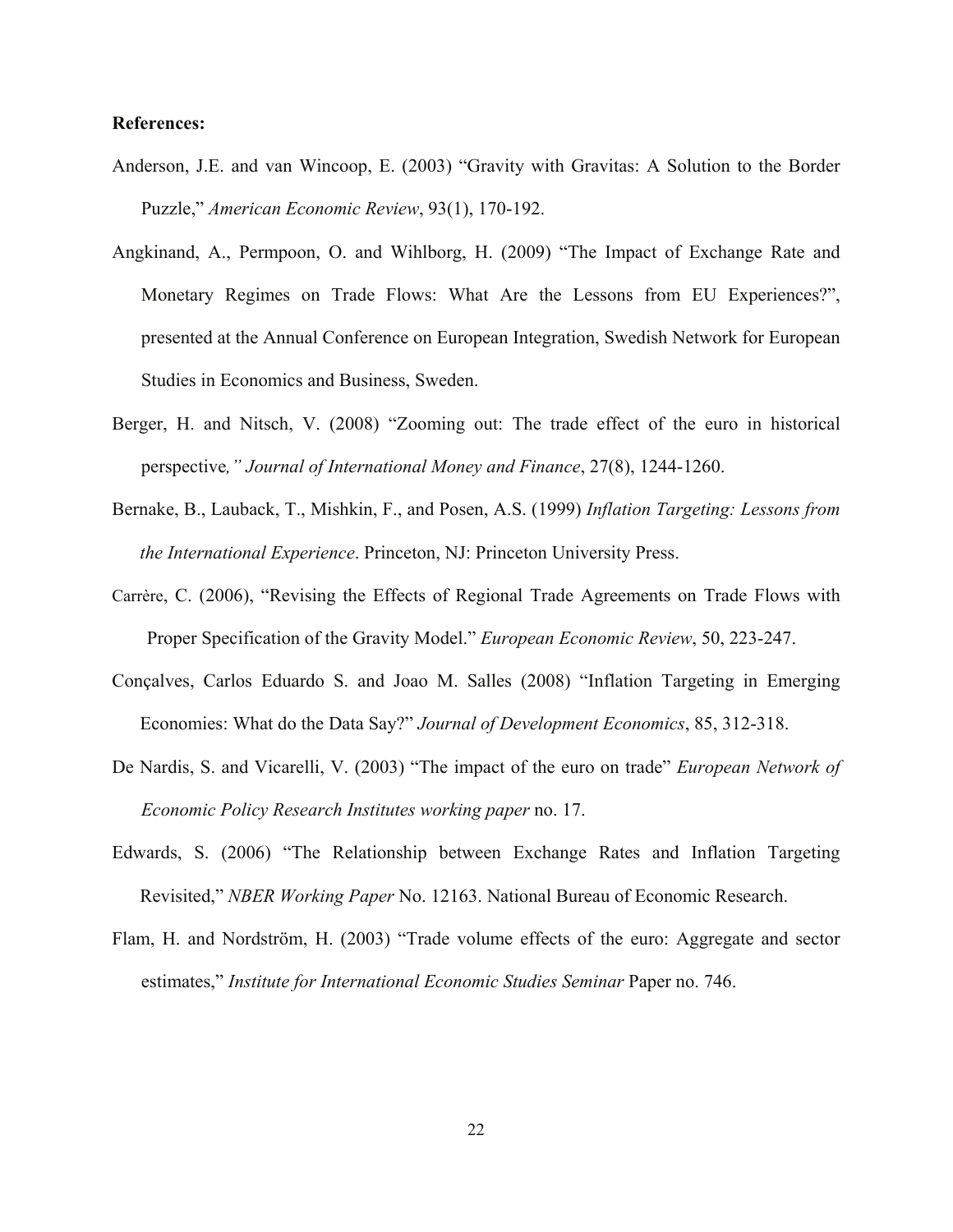**References:**

Anderson, J.E. and van Wincoop, E. (2003) "Gravity with Gravitas: A Solution to the Border Puzzle," *American Economic Review*, 93(1), 170-192.

Angkinand, A., Permpoon, O. and Wihlborg, H. (2009) "The Impact of Exchange Rate and Monetary Regimes on Trade Flows: What Are the Lessons from EU Experiences?", presented at the Annual Conference on European Integration, Swedish Network for European Studies in Economics and Business, Sweden.

Berger, H. and Nitsch, V. (2008) "Zooming out: The trade effect of the euro in historical perspective*," Journal of International Money and Finance*, 27(8), 1244-1260.

Bernake, B., Lauback, T., Mishkin, F., and Posen, A.S. (1999) *Inflation Targeting: Lessons from the International Experience*. Princeton, NJ: Princeton University Press.

Carrère, C. (2006), "Revising the Effects of Regional Trade Agreements on Trade Flows with Proper Specification of the Gravity Model." *European Economic Review*, 50, 223-247.

Conçalves, Carlos Eduardo S. and Joao M. Salles (2008) "Inflation Targeting in Emerging Economies: What do the Data Say?" *Journal of Development Economics*, 85, 312-318.

De Nardis, S. and Vicarelli, V. (2003) "The impact of the euro on trade" *European Network of Economic Policy Research Institutes working paper* no. 17.

Edwards, S. (2006) "The Relationship between Exchange Rates and Inflation Targeting Revisited," *NBER Working Paper* No. 12163. National Bureau of Economic Research.

Flam, H. and Nordström, H. (2003) "Trade volume effects of the euro: Aggregate and sector estimates," *Institute for International Economic Studies Seminar* Paper no. 746.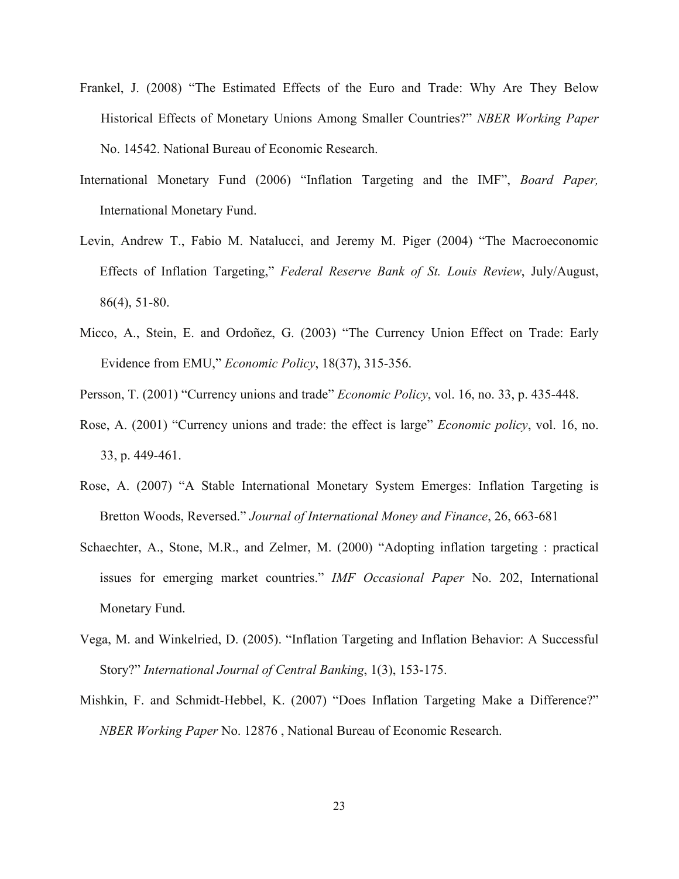Frankel, J. (2008) "The Estimated Effects of the Euro and Trade: Why Are They Below Historical Effects of Monetary Unions Among Smaller Countries?" *NBER Working Paper* No. 14542. National Bureau of Economic Research.

International Monetary Fund (2006) "Inflation Targeting and the IMF", *Board Paper,* International Monetary Fund.

Levin, Andrew T., Fabio M. Natalucci, and Jeremy M. Piger (2004) "The Macroeconomic Effects of Inflation Targeting," *Federal Reserve Bank of St. Louis Review*, July/August, 86(4), 51-80.

Micco, A., Stein, E. and Ordoñez, G. (2003) "The Currency Union Effect on Trade: Early Evidence from EMU," *Economic Policy*, 18(37), 315-356.

Persson, T. (2001) "Currency unions and trade" *Economic Policy*, vol. 16, no. 33, p. 435-448.

Rose, A. (2001) "Currency unions and trade: the effect is large" *Economic policy*, vol. 16, no. 33, p. 449-461.

Rose, A. (2007) "A Stable International Monetary System Emerges: Inflation Targeting is Bretton Woods, Reversed." *Journal of International Money and Finance*, 26, 663-681

Schaechter, A., Stone, M.R., and Zelmer, M. (2000) "Adopting inflation targeting : practical issues for emerging market countries." *IMF Occasional Paper* No. 202, International Monetary Fund.

Vega, M. and Winkelried, D. (2005). "Inflation Targeting and Inflation Behavior: A Successful Story?" *International Journal of Central Banking*, 1(3), 153-175.

Mishkin, F. and Schmidt-Hebbel, K. (2007) "Does Inflation Targeting Make a Difference?" *NBER Working Paper* No. 12876 , National Bureau of Economic Research.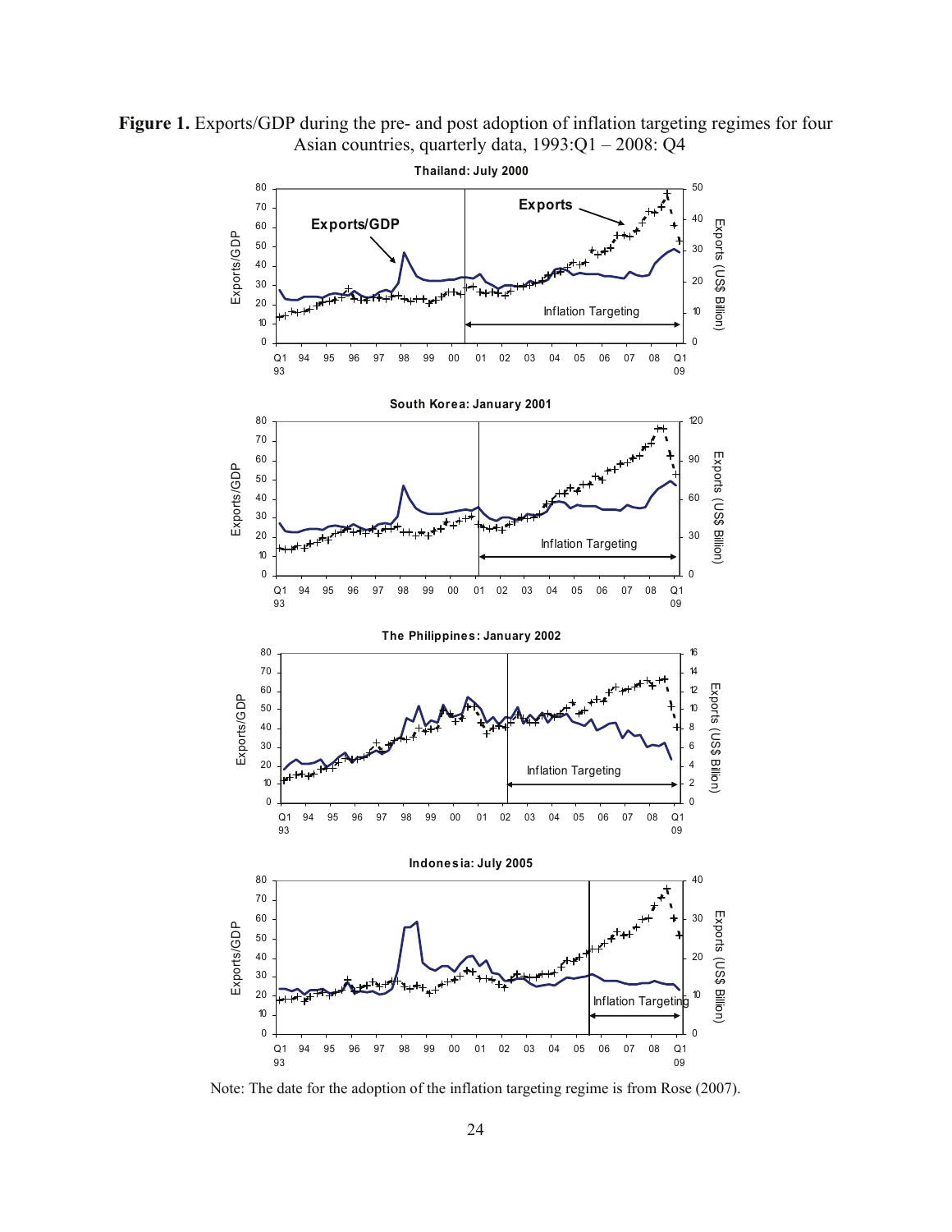**Figure 1.** Exports/GDP during the pre- and post adoption of inflation targeting regimes for four Asian countries, quarterly data, 1993:Q1 – 2008: Q4

Note: The date for the adoption of the inflation targeting regime is from Rose (2007).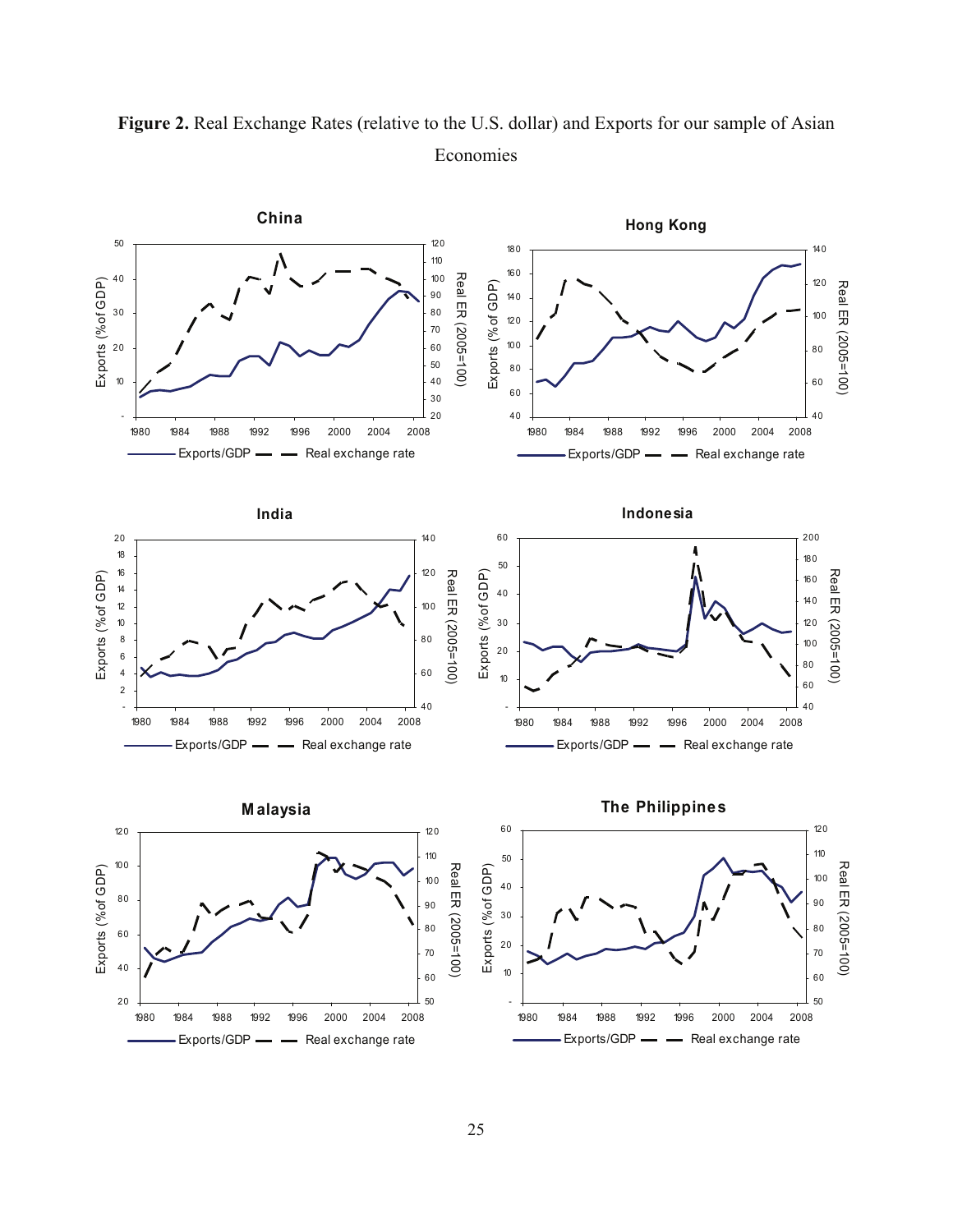**Figure 2.** Real Exchange Rates (relative to the U.S. dollar) and Exports for our sample of Asian Economies

**China**

**Hong Kong**

**India**

**Indonesia**

**Malaysia**

**The Philippines**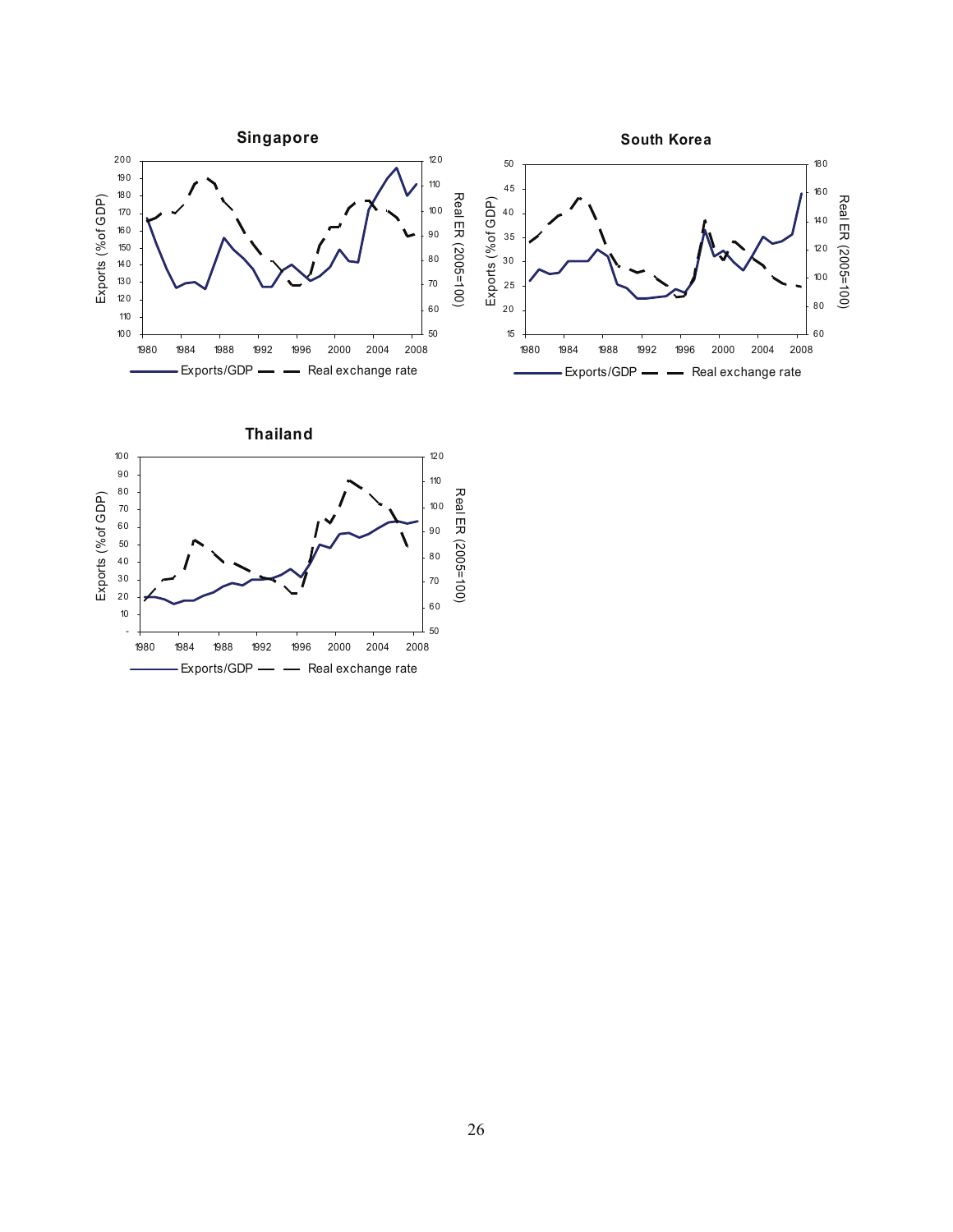**Singapore**

Exports/GDP — Real exchange rate

**South Korea**

Exports/GDP — Real exchange rate

**Thailand**

Exports/GDP — Real exchange rate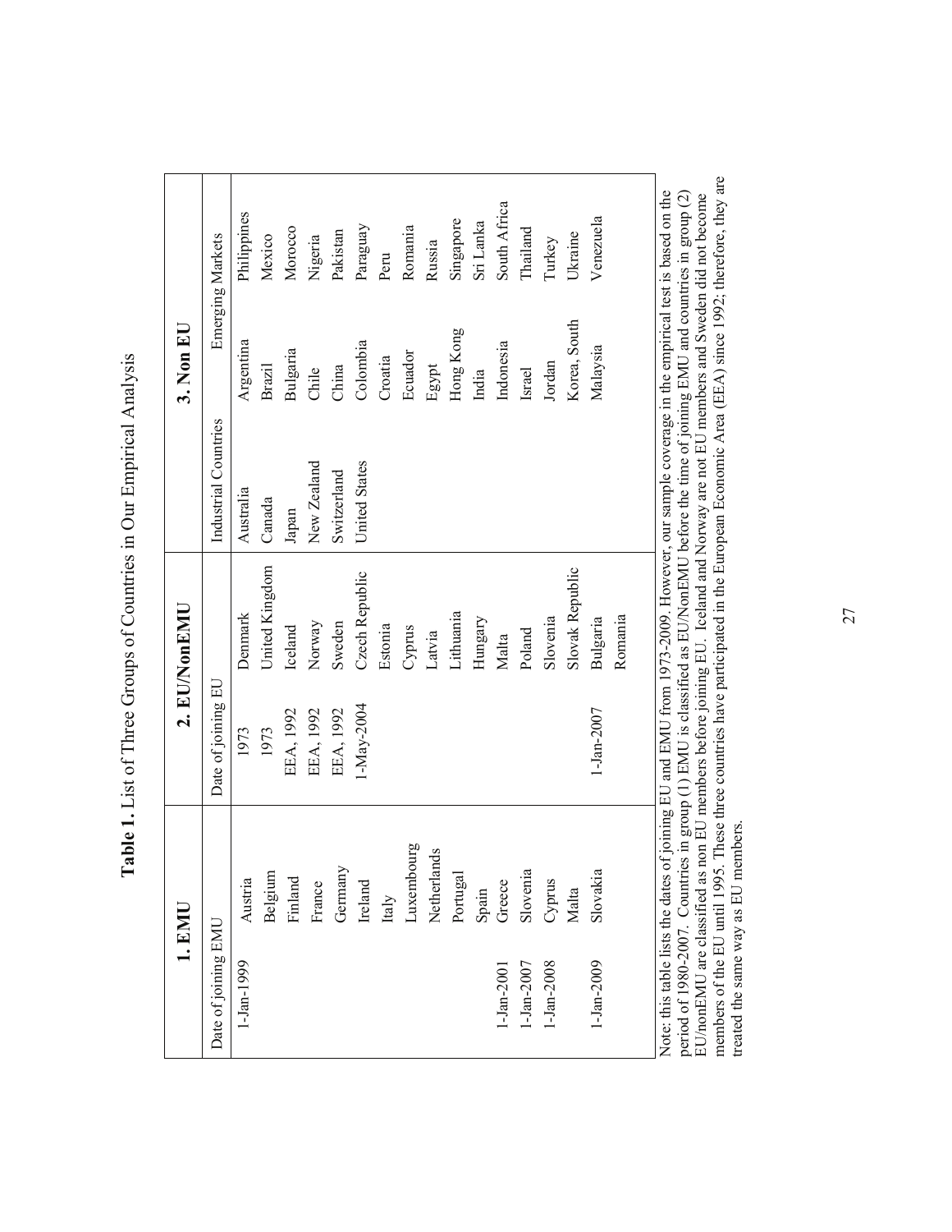**Table 1.** List of Three Groups of Countries in Our Empirical Analysis

| 1. EMU | | 2. EU/NonEMU | | 3. Non EU | | |
|---|---|---|---|---|---|---|
| Date of joining EMU | | Date of joining EU | | Industrial Countries | Emerging Markets | |
| 1-Jan-1999 | Austria | 1973 | Denmark | Australia | Argentina | Philippines |
| | Belgium | 1973 | United Kingdom | Canada | Brazil | Mexico |
| | Finland | EEA, 1992 | Iceland | Japan | Bulgaria | Morocco |
| | France | EEA, 1992 | Norway | New Zealand | Chile | Nigeria |
| | Germany | EEA, 1992 | Sweden | Switzerland | China | Pakistan |
| | Ireland | 1-May-2004 | Czech Republic | United States | Colombia | Paraguay |
| | Italy | | Estonia | | Croatia | Peru |
| | Luxembourg | | Cyprus | | Ecuador | Romania |
| | Netherlands | | Latvia | | Egypt | Russia |
| | Portugal | | Lithuania | | Hong Kong | Singapore |
| | Spain | | Hungary | | India | Sri Lanka |
| 1-Jan-2001 | Greece | | Malta | | Indonesia | South Africa |
| 1-Jan-2007 | Slovenia | | Poland | | Israel | Thailand |
| 1-Jan-2008 | Cyprus | | Slovenia | | Jordan | Turkey |
| | Malta | | Slovak Republic | | Korea, South | Ukraine |
| 1-Jan-2009 | Slovakia | 1-Jan-2007 | Bulgaria | | Malaysia | Venezuela |
| | | | Romania | | | |

Note: this table lists the dates of joining EU and EMU from 1973-2009. However, our sample coverage in the empirical test is based on the period of 1980-2007. Countries in group (1) EMU is classified as EU/NonEMU before the time of joining EMU and countries in group (2) EU/nonEMU are classified as non EU members before joining EU. Iceland and Norway are not EU members and Sweden did not become members of the EU until 1995. These three countries have participated in the European Economic Area (EEA) since 1992; therefore, they are treated the same way as EU members.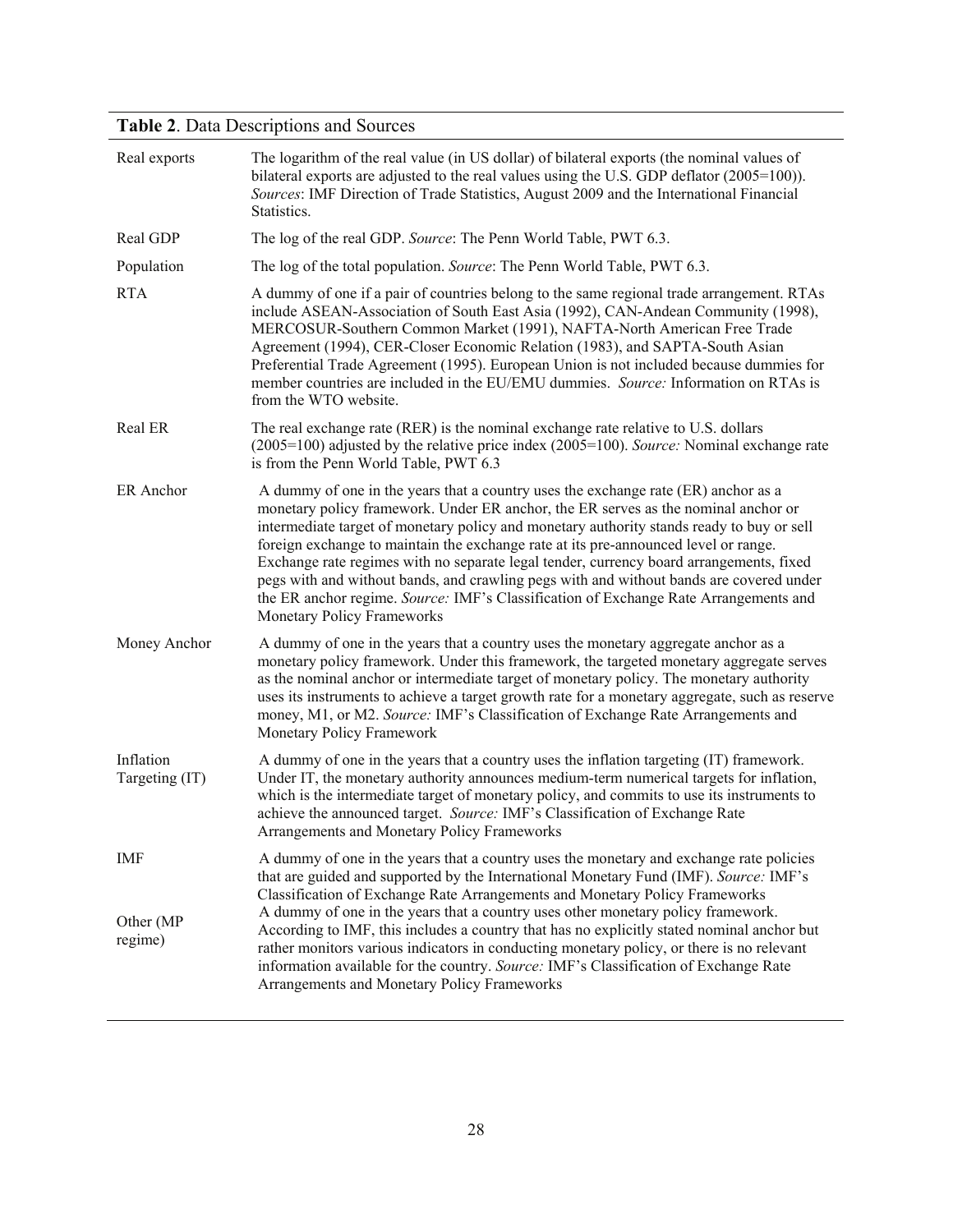**Table 2**. Data Descriptions and Sources

| | |
|---|---|
| Real exports | The logarithm of the real value (in US dollar) of bilateral exports (the nominal values of bilateral exports are adjusted to the real values using the U.S. GDP deflator (2005=100)). *Sources*: IMF Direction of Trade Statistics, August 2009 and the International Financial Statistics. |
| Real GDP | The log of the real GDP. *Source*: The Penn World Table, PWT 6.3. |
| Population | The log of the total population. *Source*: The Penn World Table, PWT 6.3. |
| RTA | A dummy of one if a pair of countries belong to the same regional trade arrangement. RTAs include ASEAN-Association of South East Asia (1992), CAN-Andean Community (1998), MERCOSUR-Southern Common Market (1991), NAFTA-North American Free Trade Agreement (1994), CER-Closer Economic Relation (1983), and SAPTA-South Asian Preferential Trade Agreement (1995). European Union is not included because dummies for member countries are included in the EU/EMU dummies. *Source:* Information on RTAs is from the WTO website. |
| Real ER | The real exchange rate (RER) is the nominal exchange rate relative to U.S. dollars (2005=100) adjusted by the relative price index (2005=100). *Source:* Nominal exchange rate is from the Penn World Table, PWT 6.3 |
| ER Anchor | A dummy of one in the years that a country uses the exchange rate (ER) anchor as a monetary policy framework. Under ER anchor, the ER serves as the nominal anchor or intermediate target of monetary policy and monetary authority stands ready to buy or sell foreign exchange to maintain the exchange rate at its pre-announced level or range. Exchange rate regimes with no separate legal tender, currency board arrangements, fixed pegs with and without bands, and crawling pegs with and without bands are covered under the ER anchor regime. *Source:* IMF's Classification of Exchange Rate Arrangements and Monetary Policy Frameworks |
| Money Anchor | A dummy of one in the years that a country uses the monetary aggregate anchor as a monetary policy framework. Under this framework, the targeted monetary aggregate serves as the nominal anchor or intermediate target of monetary policy. The monetary authority uses its instruments to achieve a target growth rate for a monetary aggregate, such as reserve money, M1, or M2. *Source:* IMF's Classification of Exchange Rate Arrangements and Monetary Policy Framework |
| Inflation Targeting (IT) | A dummy of one in the years that a country uses the inflation targeting (IT) framework. Under IT, the monetary authority announces medium-term numerical targets for inflation, which is the intermediate target of monetary policy, and commits to use its instruments to achieve the announced target. *Source:* IMF's Classification of Exchange Rate Arrangements and Monetary Policy Frameworks |
| IMF | A dummy of one in the years that a country uses the monetary and exchange rate policies that are guided and supported by the International Monetary Fund (IMF). *Source:* IMF's Classification of Exchange Rate Arrangements and Monetary Policy Frameworks |
| Other (MP regime) | A dummy of one in the years that a country uses other monetary policy framework. According to IMF, this includes a country that has no explicitly stated nominal anchor but rather monitors various indicators in conducting monetary policy, or there is no relevant information available for the country. *Source:* IMF's Classification of Exchange Rate Arrangements and Monetary Policy Frameworks |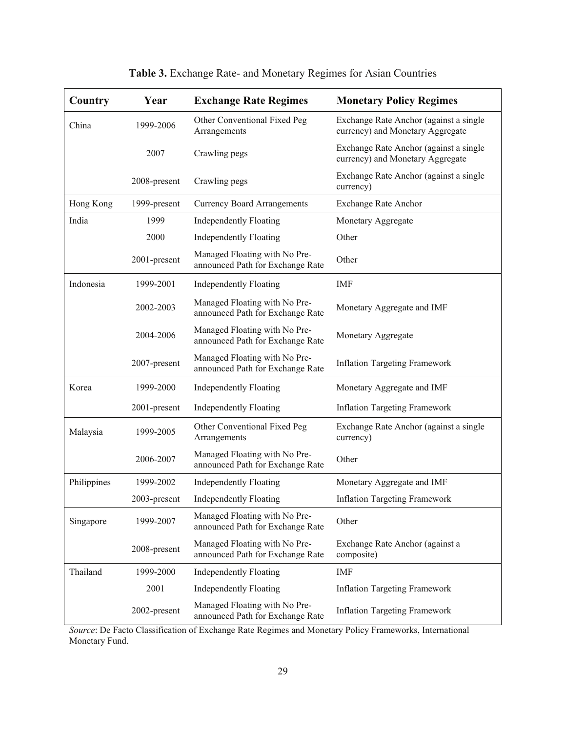**Table 3.** Exchange Rate- and Monetary Regimes for Asian Countries

| Country | Year | Exchange Rate Regimes | Monetary Policy Regimes |
|---|---|---|---|
| China | 1999-2006 | Other Conventional Fixed Peg Arrangements | Exchange Rate Anchor (against a single currency) and Monetary Aggregate |
| | 2007 | Crawling pegs | Exchange Rate Anchor (against a single currency) and Monetary Aggregate |
| | 2008-present | Crawling pegs | Exchange Rate Anchor (against a single currency) |
| Hong Kong | 1999-present | Currency Board Arrangements | Exchange Rate Anchor |
| India | 1999 | Independently Floating | Monetary Aggregate |
| | 2000 | Independently Floating | Other |
| | 2001-present | Managed Floating with No Pre-announced Path for Exchange Rate | Other |
| Indonesia | 1999-2001 | Independently Floating | IMF |
| | 2002-2003 | Managed Floating with No Pre-announced Path for Exchange Rate | Monetary Aggregate and IMF |
| | 2004-2006 | Managed Floating with No Pre-announced Path for Exchange Rate | Monetary Aggregate |
| | 2007-present | Managed Floating with No Pre-announced Path for Exchange Rate | Inflation Targeting Framework |
| Korea | 1999-2000 | Independently Floating | Monetary Aggregate and IMF |
| | 2001-present | Independently Floating | Inflation Targeting Framework |
| Malaysia | 1999-2005 | Other Conventional Fixed Peg Arrangements | Exchange Rate Anchor (against a single currency) |
| | 2006-2007 | Managed Floating with No Pre-announced Path for Exchange Rate | Other |
| Philippines | 1999-2002 | Independently Floating | Monetary Aggregate and IMF |
| | 2003-present | Independently Floating | Inflation Targeting Framework |
| Singapore | 1999-2007 | Managed Floating with No Pre-announced Path for Exchange Rate | Other |
| | 2008-present | Managed Floating with No Pre-announced Path for Exchange Rate | Exchange Rate Anchor (against a composite) |
| Thailand | 1999-2000 | Independently Floating | IMF |
| | 2001 | Independently Floating | Inflation Targeting Framework |
| | 2002-present | Managed Floating with No Pre-announced Path for Exchange Rate | Inflation Targeting Framework |

*Source*: De Facto Classification of Exchange Rate Regimes and Monetary Policy Frameworks, International Monetary Fund.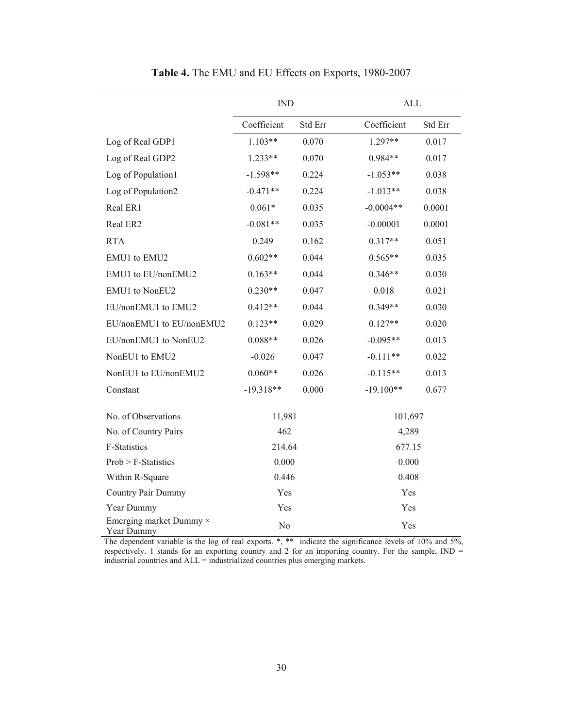**Table 4.** The EMU and EU Effects on Exports, 1980-2007

| | IND | | ALL | |
|---|---|---|---|---|
| | Coefficient | Std Err | Coefficient | Std Err |
| Log of Real GDP1 | 1.103** | 0.070 | 1.297** | 0.017 |
| Log of Real GDP2 | 1.233** | 0.070 | 0.984** | 0.017 |
| Log of Population1 | -1.598** | 0.224 | -1.053** | 0.038 |
| Log of Population2 | -0.471** | 0.224 | -1.013** | 0.038 |
| Real ER1 | 0.061* | 0.035 | -0.0004** | 0.0001 |
| Real ER2 | -0.081** | 0.035 | -0.00001 | 0.0001 |
| RTA | 0.249 | 0.162 | 0.317** | 0.051 |
| EMU1 to EMU2 | 0.602** | 0.044 | 0.565** | 0.035 |
| EMU1 to EU/nonEMU2 | 0.163** | 0.044 | 0.346** | 0.030 |
| EMU1 to NonEU2 | 0.230** | 0.047 | 0.018 | 0.021 |
| EU/nonEMU1 to EMU2 | 0.412** | 0.044 | 0.349** | 0.030 |
| EU/nonEMU1 to EU/nonEMU2 | 0.123** | 0.029 | 0.127** | 0.020 |
| EU/nonEMU1 to NonEU2 | 0.088** | 0.026 | -0.095** | 0.013 |
| NonEU1 to EMU2 | -0.026 | 0.047 | -0.111** | 0.022 |
| NonEU1 to EU/nonEMU2 | 0.060** | 0.026 | -0.115** | 0.013 |
| Constant | -19.318** | 0.000 | -19.100** | 0.677 |
| No. of Observations | 11,981 | | 101,697 | |
| No. of Country Pairs | 462 | | 4,289 | |
| F-Statistics | 214.64 | | 677.15 | |
| Prob > F-Statistics | 0.000 | | 0.000 | |
| Within R-Square | 0.446 | | 0.408 | |
| Country Pair Dummy | Yes | | Yes | |
| Year Dummy | Yes | | Yes | |
| Emerging market Dummy × Year Dummy | No | | Yes | |

The dependent variable is the log of real exports. *, ** indicate the significance levels of 10% and 5%, respectively. 1 stands for an exporting country and 2 for an importing country. For the sample, IND = industrial countries and ALL = industrialized countries plus emerging markets.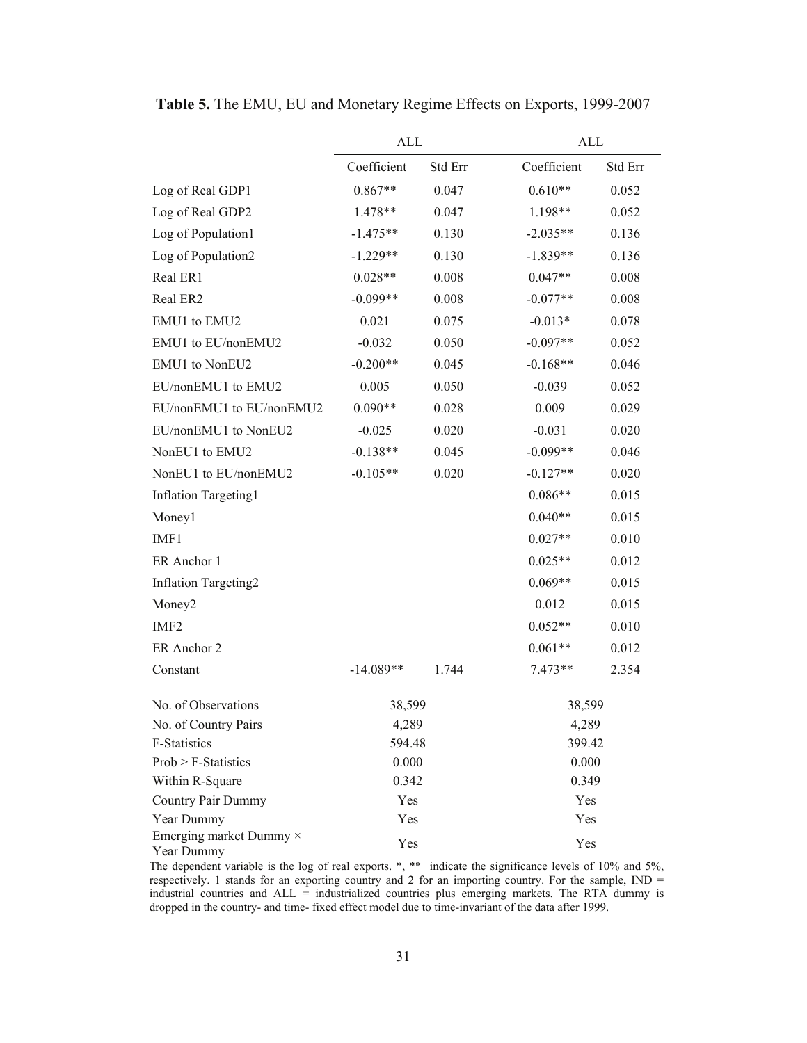**Table 5.** The EMU, EU and Monetary Regime Effects on Exports, 1999-2007

| | ALL | | ALL | |
|---|---|---|---|---|
| | Coefficient | Std Err | Coefficient | Std Err |
| Log of Real GDP1 | 0.867** | 0.047 | 0.610** | 0.052 |
| Log of Real GDP2 | 1.478** | 0.047 | 1.198** | 0.052 |
| Log of Population1 | -1.475** | 0.130 | -2.035** | 0.136 |
| Log of Population2 | -1.229** | 0.130 | -1.839** | 0.136 |
| Real ER1 | 0.028** | 0.008 | 0.047** | 0.008 |
| Real ER2 | -0.099** | 0.008 | -0.077** | 0.008 |
| EMU1 to EMU2 | 0.021 | 0.075 | -0.013* | 0.078 |
| EMU1 to EU/nonEMU2 | -0.032 | 0.050 | -0.097** | 0.052 |
| EMU1 to NonEU2 | -0.200** | 0.045 | -0.168** | 0.046 |
| EU/nonEMU1 to EMU2 | 0.005 | 0.050 | -0.039 | 0.052 |
| EU/nonEMU1 to EU/nonEMU2 | 0.090** | 0.028 | 0.009 | 0.029 |
| EU/nonEMU1 to NonEU2 | -0.025 | 0.020 | -0.031 | 0.020 |
| NonEU1 to EMU2 | -0.138** | 0.045 | -0.099** | 0.046 |
| NonEU1 to EU/nonEMU2 | -0.105** | 0.020 | -0.127** | 0.020 |
| Inflation Targeting1 | | | 0.086** | 0.015 |
| Money1 | | | 0.040** | 0.015 |
| IMF1 | | | 0.027** | 0.010 |
| ER Anchor 1 | | | 0.025** | 0.012 |
| Inflation Targeting2 | | | 0.069** | 0.015 |
| Money2 | | | 0.012 | 0.015 |
| IMF2 | | | 0.052** | 0.010 |
| ER Anchor 2 | | | 0.061** | 0.012 |
| Constant | -14.089** | 1.744 | 7.473** | 2.354 |
| No. of Observations | 38,599 | | 38,599 | |
| No. of Country Pairs | 4,289 | | 4,289 | |
| F-Statistics | 594.48 | | 399.42 | |
| Prob > F-Statistics | 0.000 | | 0.000 | |
| Within R-Square | 0.342 | | 0.349 | |
| Country Pair Dummy | Yes | | Yes | |
| Year Dummy | Yes | | Yes | |
| Emerging market Dummy × Year Dummy | Yes | | Yes | |

The dependent variable is the log of real exports. *, ** indicate the significance levels of 10% and 5%, respectively. 1 stands for an exporting country and 2 for an importing country. For the sample, IND = industrial countries and ALL = industrialized countries plus emerging markets. The RTA dummy is dropped in the country- and time- fixed effect model due to time-invariant of the data after 1999.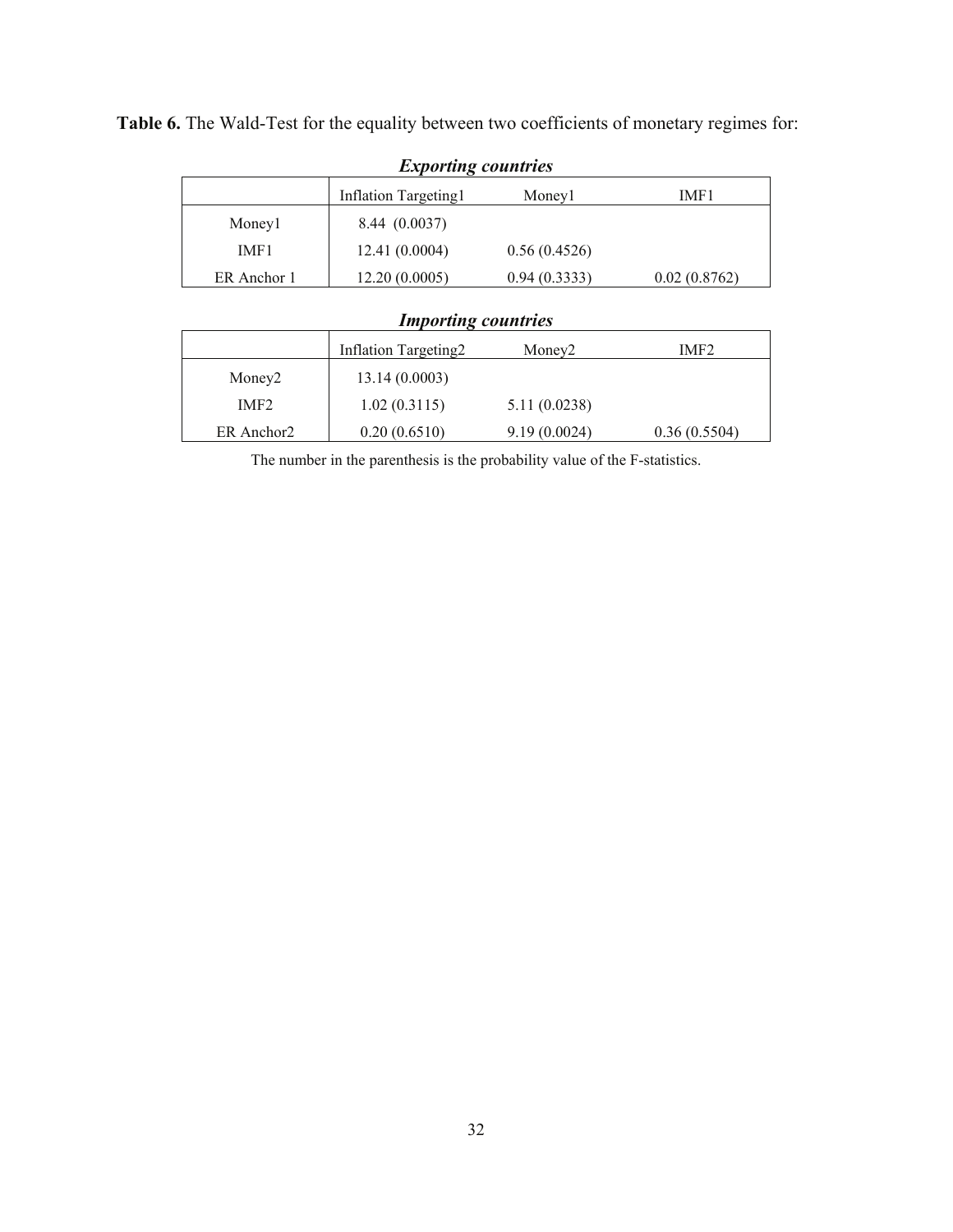**Table 6.** The Wald-Test for the equality between two coefficients of monetary regimes for:

***Exporting countries***

| | Inflation Targeting1 | Money1 | IMF1 |
|---|---|---|---|
| Money1 | 8.44 (0.0037) | | |
| IMF1 | 12.41 (0.0004) | 0.56 (0.4526) | |
| ER Anchor 1 | 12.20 (0.0005) | 0.94 (0.3333) | 0.02 (0.8762) |

***Importing countries***

| | Inflation Targeting2 | Money2 | IMF2 |
|---|---|---|---|
| Money2 | 13.14 (0.0003) | | |
| IMF2 | 1.02 (0.3115) | 5.11 (0.0238) | |
| ER Anchor2 | 0.20 (0.6510) | 9.19 (0.0024) | 0.36 (0.5504) |

The number in the parenthesis is the probability value of the F-statistics.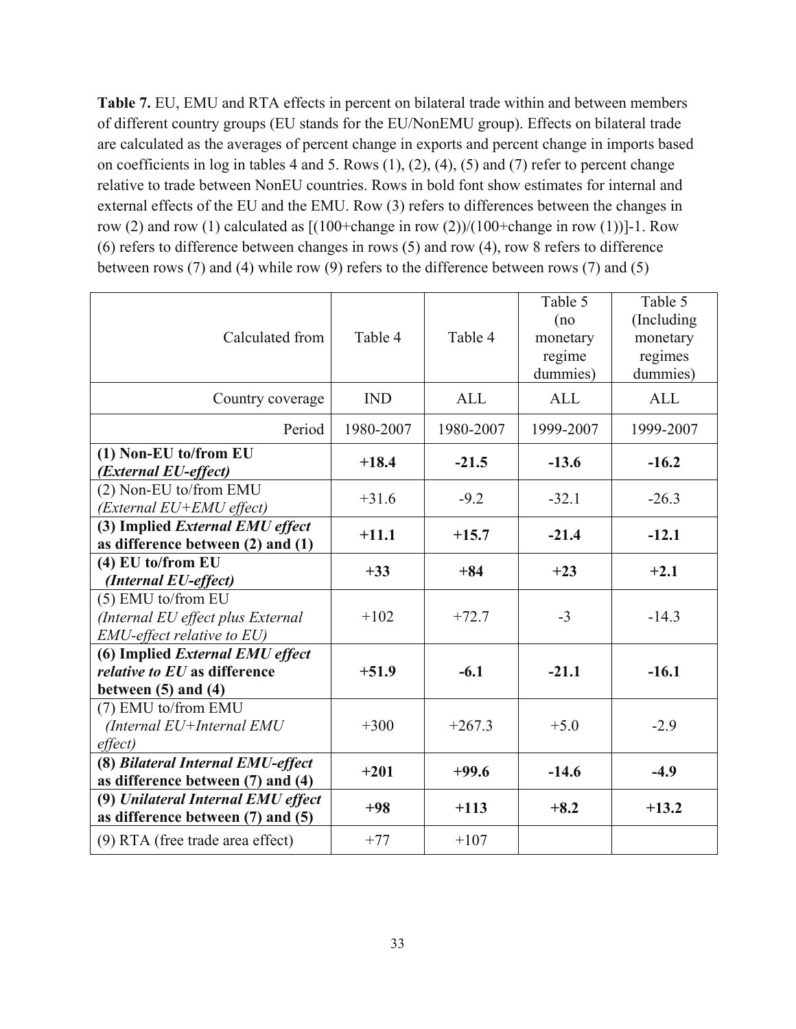**Table 7.** EU, EMU and RTA effects in percent on bilateral trade within and between members of different country groups (EU stands for the EU/NonEMU group). Effects on bilateral trade are calculated as the averages of percent change in exports and percent change in imports based on coefficients in log in tables 4 and 5. Rows (1), (2), (4), (5) and (7) refer to percent change relative to trade between NonEU countries. Rows in bold font show estimates for internal and external effects of the EU and the EMU. Row (3) refers to differences between the changes in row (2) and row (1) calculated as [(100+change in row (2))/(100+change in row (1))]-1. Row (6) refers to difference between changes in rows (5) and row (4), row 8 refers to difference between rows (7) and (4) while row (9) refers to the difference between rows (7) and (5)

| Calculated from | Table 4 | Table 4 | Table 5 (no monetary regime dummies) | Table 5 (Including monetary regimes dummies) |
|---|---|---|---|---|
| Country coverage | IND | ALL | ALL | ALL |
| Period | 1980-2007 | 1980-2007 | 1999-2007 | 1999-2007 |
| **(1) Non-EU to/from EU *(External EU-effect)*** | **+18.4** | **-21.5** | **-13.6** | **-16.2** |
| (2) Non-EU to/from EMU *(External EU+EMU effect)* | +31.6 | -9.2 | -32.1 | -26.3 |
| **(3) Implied *External EMU effect* as difference between (2) and (1)** | **+11.1** | **+15.7** | **-21.4** | **-12.1** |
| **(4) EU to/from EU *(Internal EU-effect)*** | **+33** | **+84** | **+23** | **+2.1** |
| (5) EMU to/from EU *(Internal EU effect plus External EMU-effect relative to EU)* | +102 | +72.7 | -3 | -14.3 |
| **(6) Implied *External EMU effect relative to EU* as difference between (5) and (4)** | **+51.9** | **-6.1** | **-21.1** | **-16.1** |
| (7) EMU to/from EMU *(Internal EU+Internal EMU effect)* | +300 | +267.3 | +5.0 | -2.9 |
| **(8) *Bilateral Internal EMU-effect* as difference between (7) and (4)** | **+201** | **+99.6** | **-14.6** | **-4.9** |
| **(9) *Unilateral Internal EMU effect* as difference between (7) and (5)** | **+98** | **+113** | **+8.2** | **+13.2** |
| (9) RTA (free trade area effect) | +77 | +107 | | |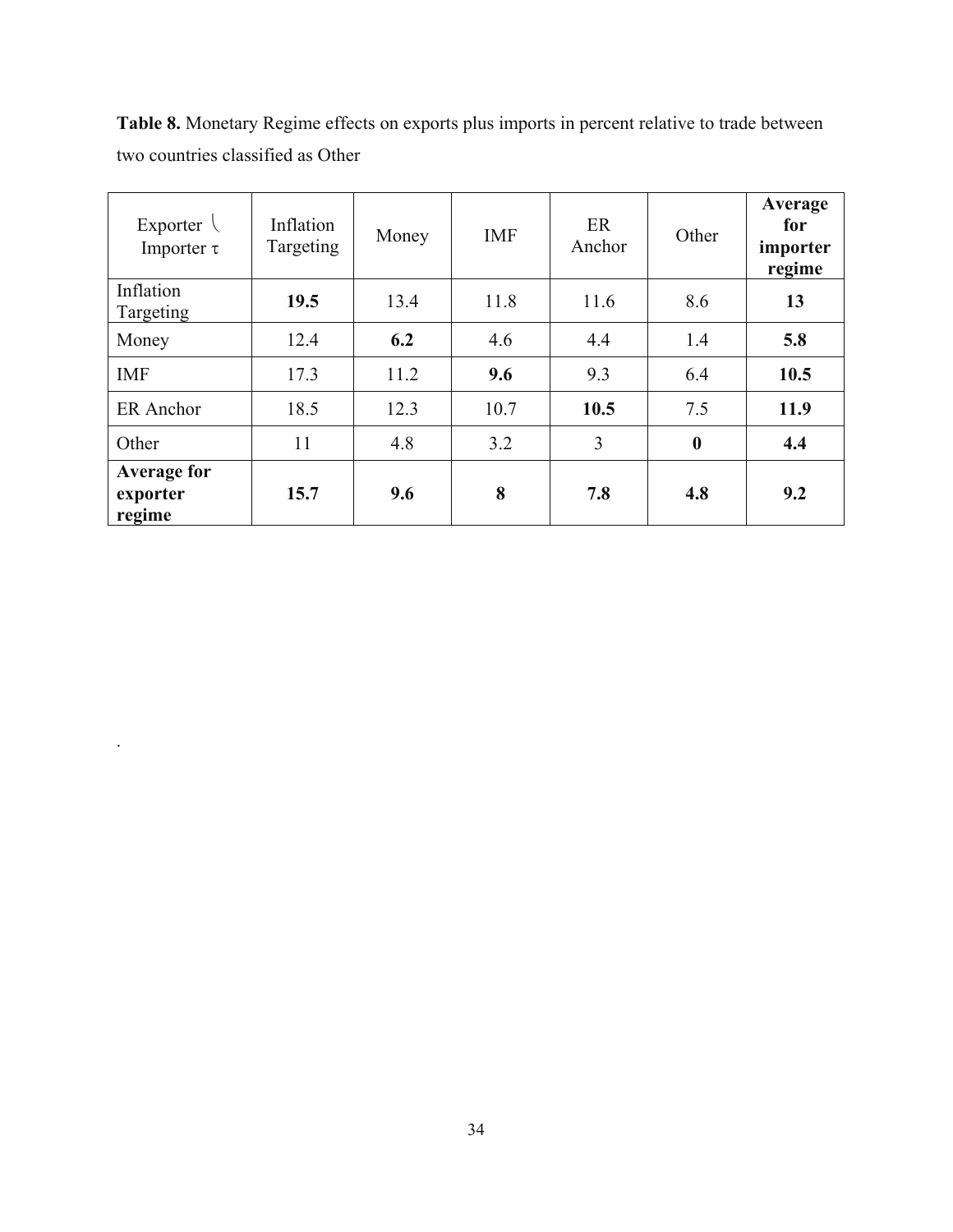**Table 8.** Monetary Regime effects on exports plus imports in percent relative to trade between two countries classified as Other

| Exporter → Importer ↓ | Inflation Targeting | Money | IMF | ER Anchor | Other | **Average for importer regime** |
|---|---|---|---|---|---|---|
| Inflation Targeting | **19.5** | 13.4 | 11.8 | 11.6 | 8.6 | **13** |
| Money | 12.4 | **6.2** | 4.6 | 4.4 | 1.4 | **5.8** |
| IMF | 17.3 | 11.2 | **9.6** | 9.3 | 6.4 | **10.5** |
| ER Anchor | 18.5 | 12.3 | 10.7 | **10.5** | 7.5 | **11.9** |
| Other | 11 | 4.8 | 3.2 | 3 | **0** | **4.4** |
| **Average for exporter regime** | **15.7** | **9.6** | **8** | **7.8** | **4.8** | **9.2** |

.